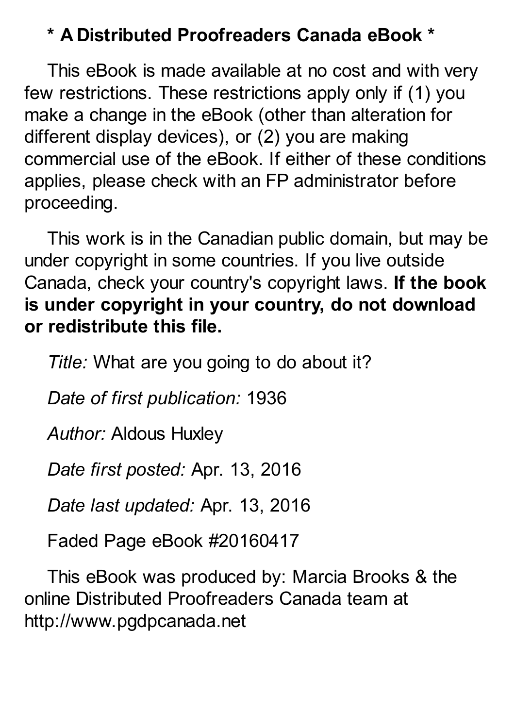**\* A Distributed Proofreaders Canada eBook \***

This eBook is made available at no cost and with very few restrictions. These restrictions apply only if (1) you make a change in the eBook (other than alteration for different display devices), or (2) you are making commercial use of the eBook. If either of these conditions applies, please check with an FP administrator before proceeding.

This work is in the Canadian public domain, but may be under copyright in some countries. If you live outside Canada, check your country's copyright laws. **If the book is under copyright in your country, do not download or redistribute this file.**

*Title:* What are you going to do about it?

*Date of first publication:* 1936

*Author:* Aldous Huxley

*Date first posted:* Apr. 13, 2016

*Date last updated:* Apr. 13, 2016

Faded Page eBook #20160417

This eBook was produced by: Marcia Brooks & the online Distributed Proofreaders Canada team at http://www.pgdpcanada.net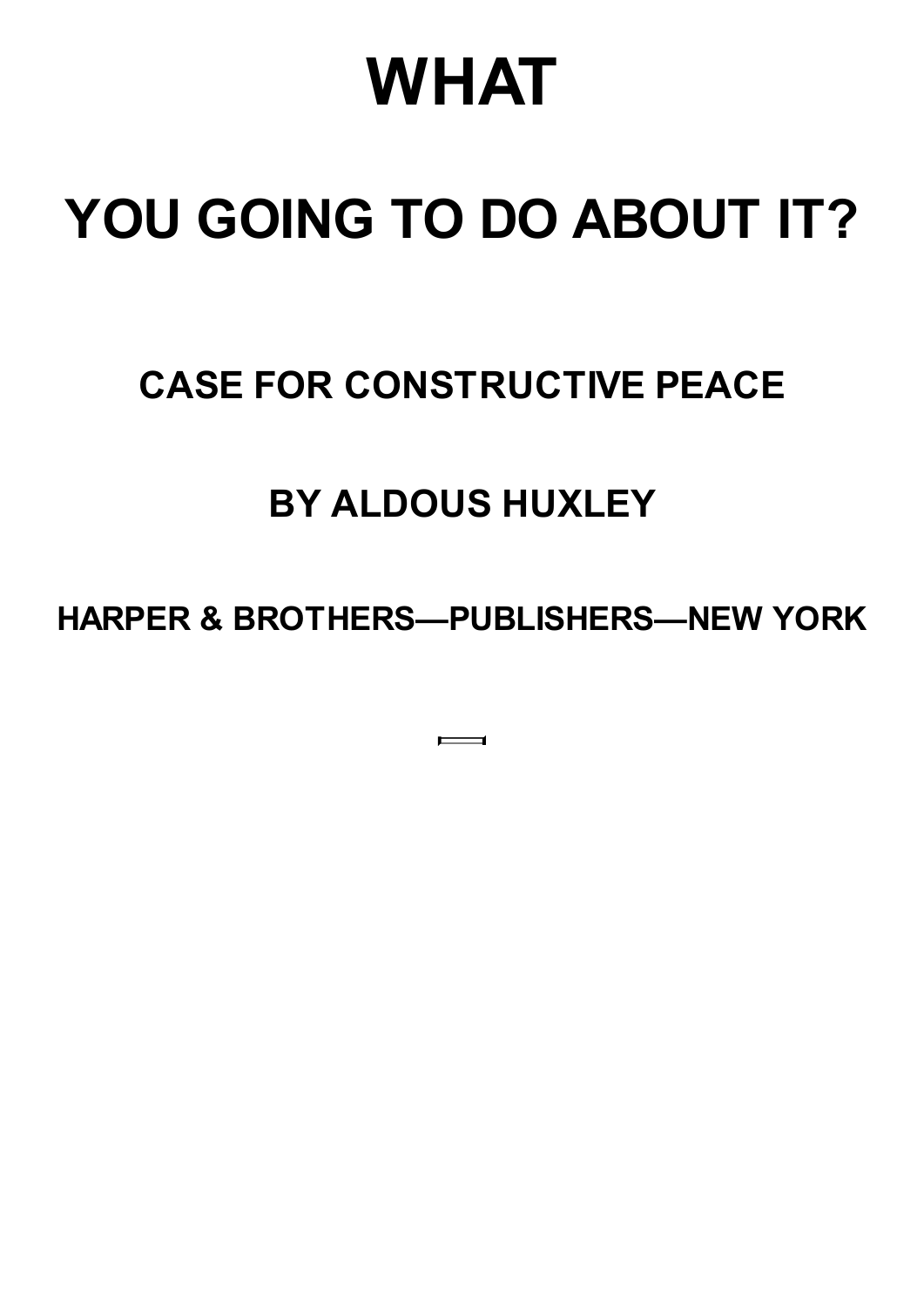# WHAT

# YOU GOING TO DO ABOUT IT?

## CASE FOR CONSTRUCTIVE PEACE

## BY ALDOUS HUXLEY

### HARPER & BROTHERS—PUBLISHERS—NEW YORK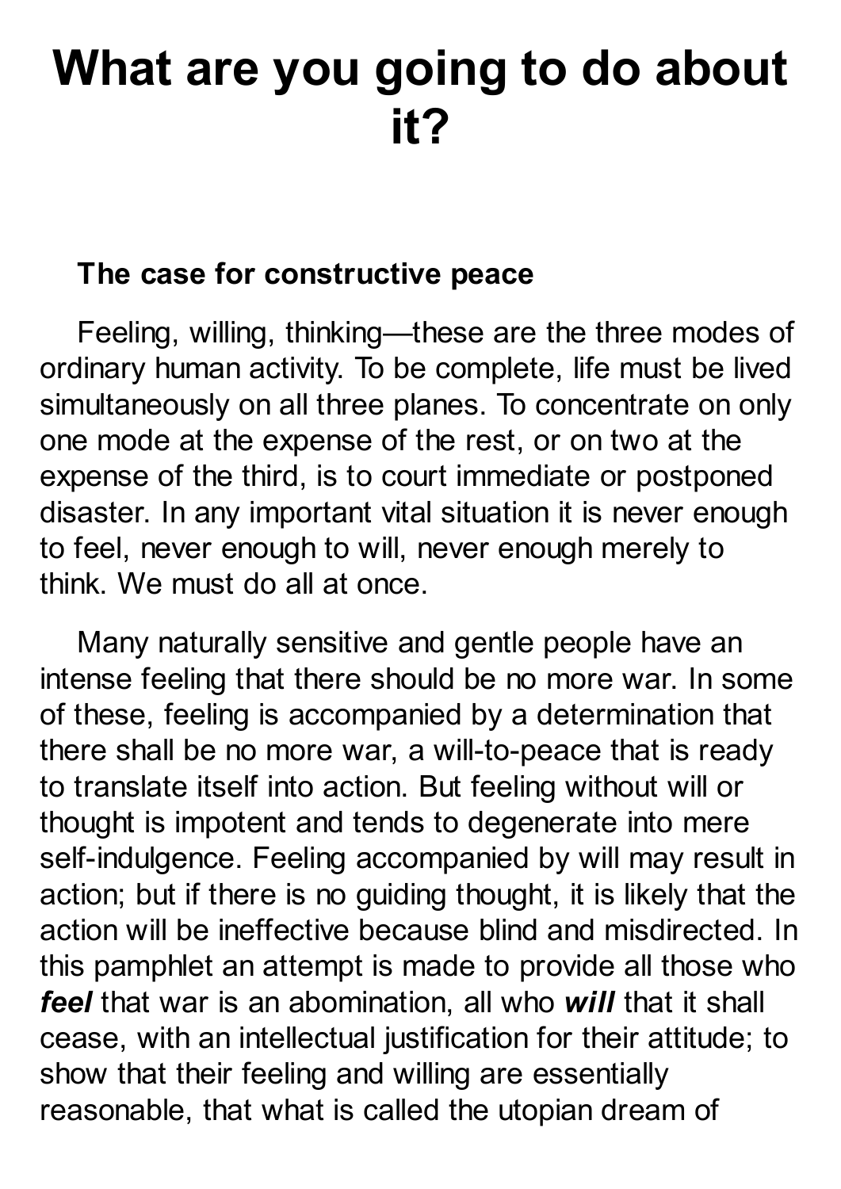# What are you going to do about it?

## The case for constructive peace

Feeling, willing, thinking—these are the three modes of ordinary human activity. To be complete, life must be lived simultaneously on all three planes. To concentrate on only one mode at the expense of the rest, or on two at the expense of the third, is to court immediate or postponed disaster. In any important vital situation it is never enough to feel, never enough to will, never enough merely to think. We must do all at once.

Many naturally sensitive and gentle people have an intense feeling that there should be no more war. In some of these, feeling is accompanied by a determination that there shall be no more war, a will-to-peace that is ready to translate itself into action. But feeling without will or thought is impotent and tends to degenerate into mere self-indulgence. Feeling accompanied by will may result in action; but if there is no guiding thought, it is likely that the action will be ineffective because blind and misdirected. In this pamphlet an attempt is made to provide all those who ***feel*** that war is an abomination, all who ***will*** that it shall cease, with an intellectual justification for their attitude; to show that their feeling and willing are essentially reasonable, that what is called the utopian dream of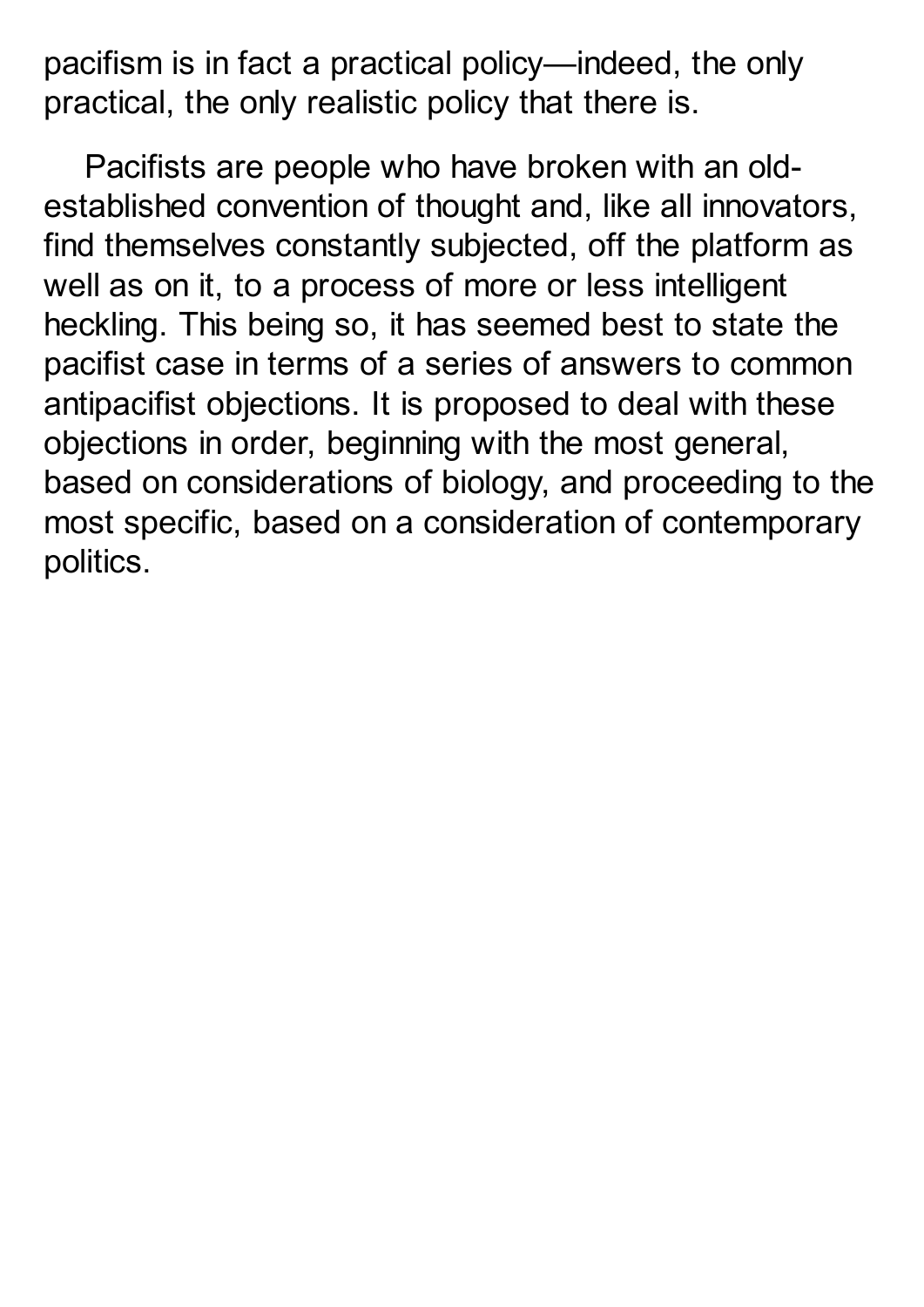pacifism is in fact a practical policy—indeed, the only practical, the only realistic policy that there is.

Pacifists are people who have broken with an old-established convention of thought and, like all innovators, find themselves constantly subjected, off the platform as well as on it, to a process of more or less intelligent heckling. This being so, it has seemed best to state the pacifist case in terms of a series of answers to common antipacifist objections. It is proposed to deal with these objections in order, beginning with the most general, based on considerations of biology, and proceeding to the most specific, based on a consideration of contemporary politics.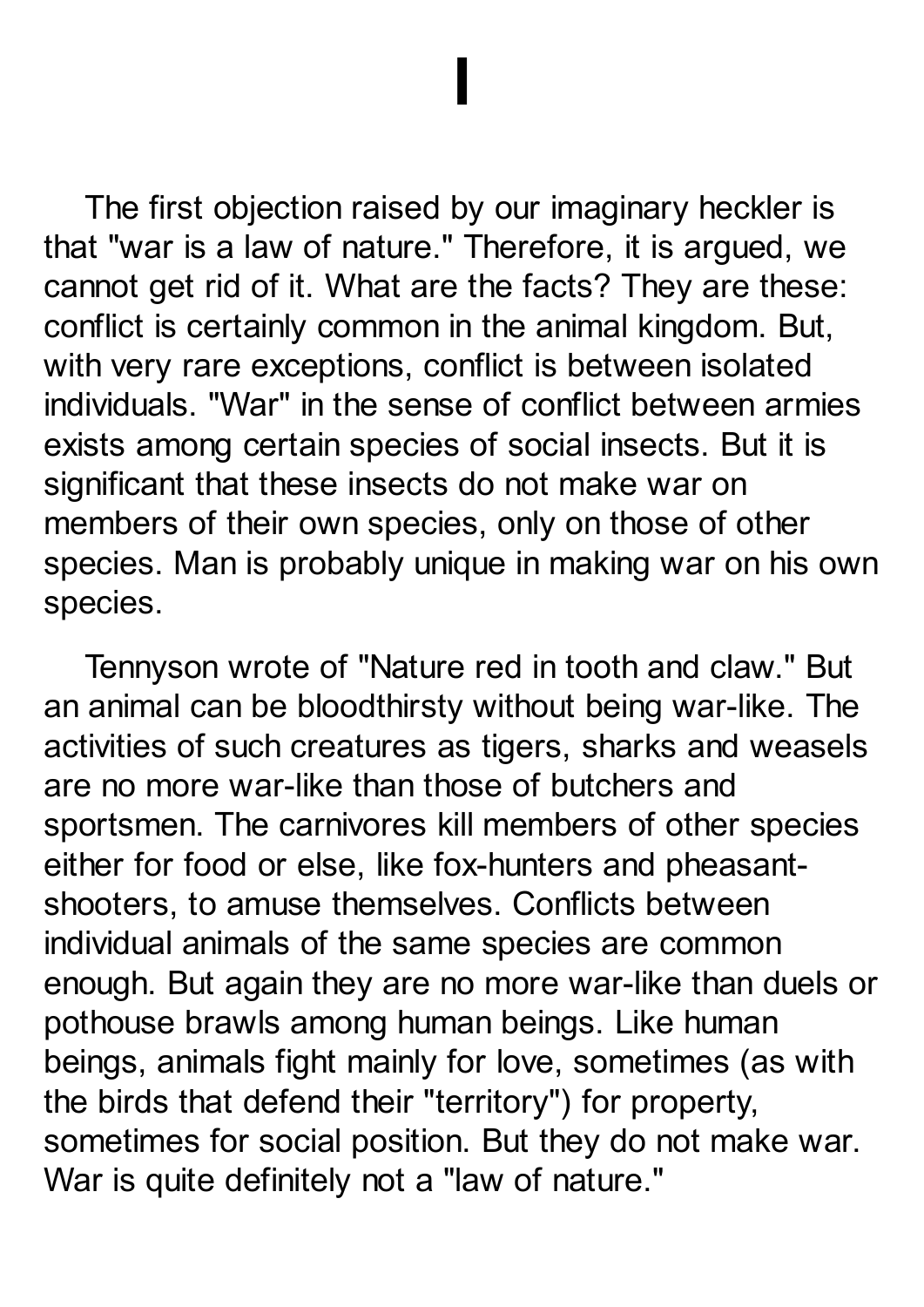# I

The first objection raised by our imaginary heckler is that "war is a law of nature." Therefore, it is argued, we cannot get rid of it. What are the facts? They are these: conflict is certainly common in the animal kingdom. But, with very rare exceptions, conflict is between isolated individuals. "War" in the sense of conflict between armies exists among certain species of social insects. But it is significant that these insects do not make war on members of their own species, only on those of other species. Man is probably unique in making war on his own species.

Tennyson wrote of "Nature red in tooth and claw." But an animal can be bloodthirsty without being war-like. The activities of such creatures as tigers, sharks and weasels are no more war-like than those of butchers and sportsmen. The carnivores kill members of other species either for food or else, like fox-hunters and pheasant-shooters, to amuse themselves. Conflicts between individual animals of the same species are common enough. But again they are no more war-like than duels or pothouse brawls among human beings. Like human beings, animals fight mainly for love, sometimes (as with the birds that defend their "territory") for property, sometimes for social position. But they do not make war. War is quite definitely not a "law of nature."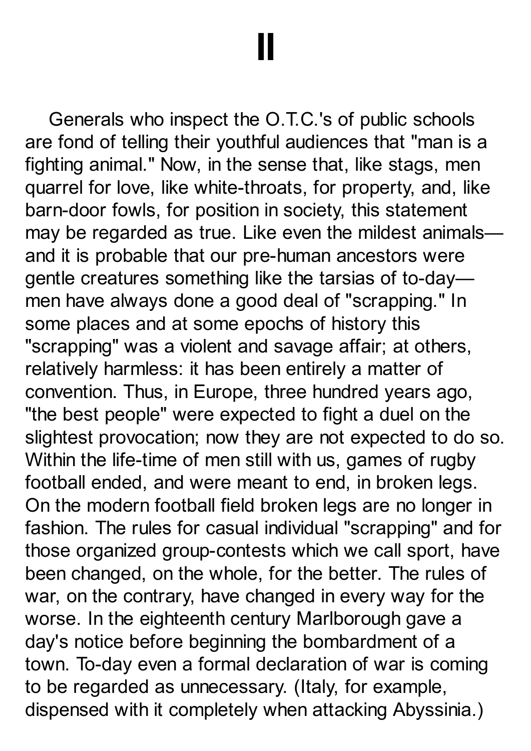# II

Generals who inspect the O.T.C.'s of public schools are fond of telling their youthful audiences that "man is a fighting animal." Now, in the sense that, like stags, men quarrel for love, like white-throats, for property, and, like barn-door fowls, for position in society, this statement may be regarded as true. Like even the mildest animals—and it is probable that our pre-human ancestors were gentle creatures something like the tarsias of to-day—men have always done a good deal of "scrapping." In some places and at some epochs of history this "scrapping" was a violent and savage affair; at others, relatively harmless: it has been entirely a matter of convention. Thus, in Europe, three hundred years ago, "the best people" were expected to fight a duel on the slightest provocation; now they are not expected to do so. Within the life-time of men still with us, games of rugby football ended, and were meant to end, in broken legs. On the modern football field broken legs are no longer in fashion. The rules for casual individual "scrapping" and for those organized group-contests which we call sport, have been changed, on the whole, for the better. The rules of war, on the contrary, have changed in every way for the worse. In the eighteenth century Marlborough gave a day's notice before beginning the bombardment of a town. To-day even a formal declaration of war is coming to be regarded as unnecessary. (Italy, for example, dispensed with it completely when attacking Abyssinia.)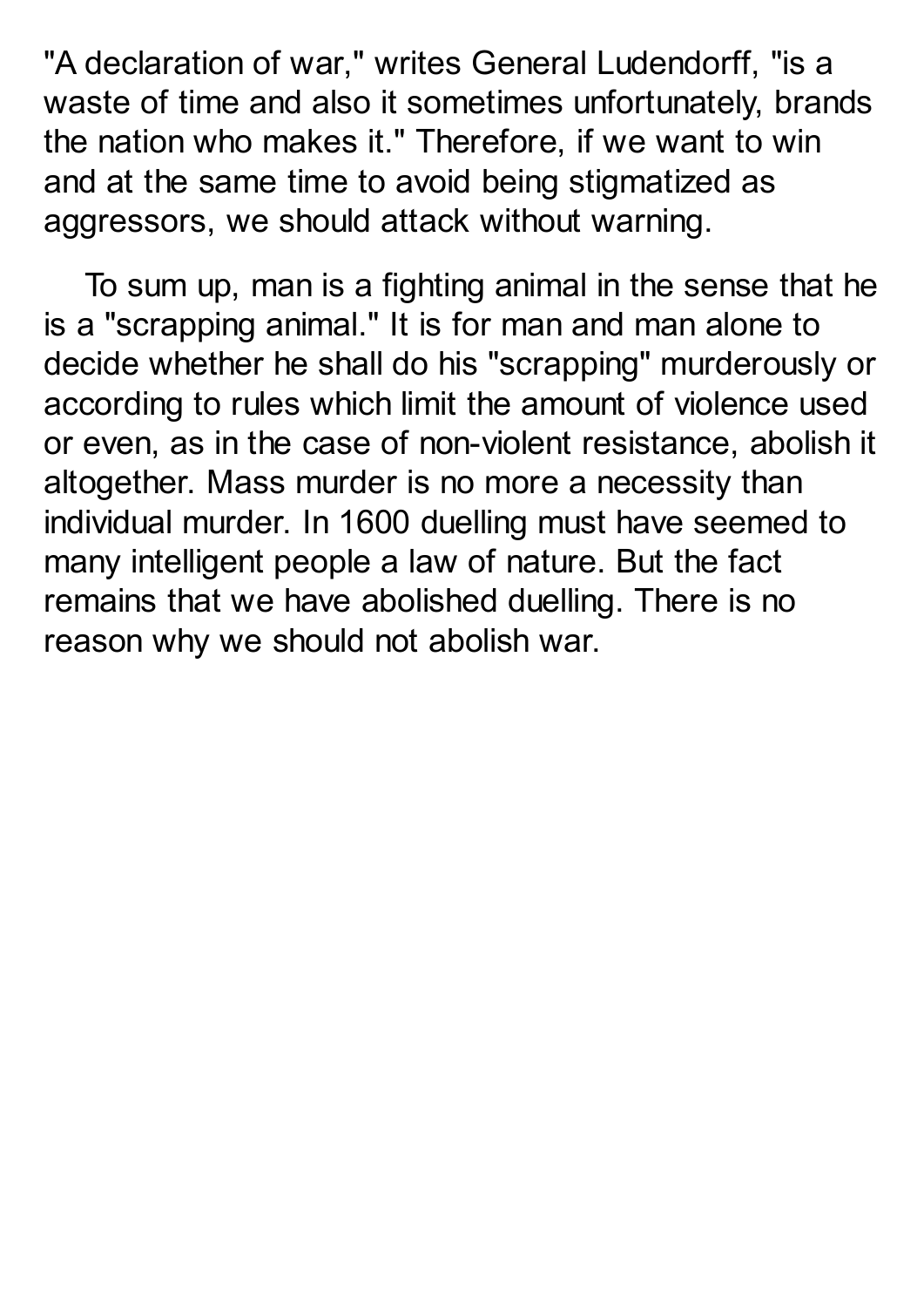"A declaration of war," writes General Ludendorff, "is a waste of time and also it sometimes unfortunately, brands the nation who makes it." Therefore, if we want to win and at the same time to avoid being stigmatized as aggressors, we should attack without warning.

To sum up, man is a fighting animal in the sense that he is a "scrapping animal." It is for man and man alone to decide whether he shall do his "scrapping" murderously or according to rules which limit the amount of violence used or even, as in the case of non-violent resistance, abolish it altogether. Mass murder is no more a necessity than individual murder. In 1600 duelling must have seemed to many intelligent people a law of nature. But the fact remains that we have abolished duelling. There is no reason why we should not abolish war.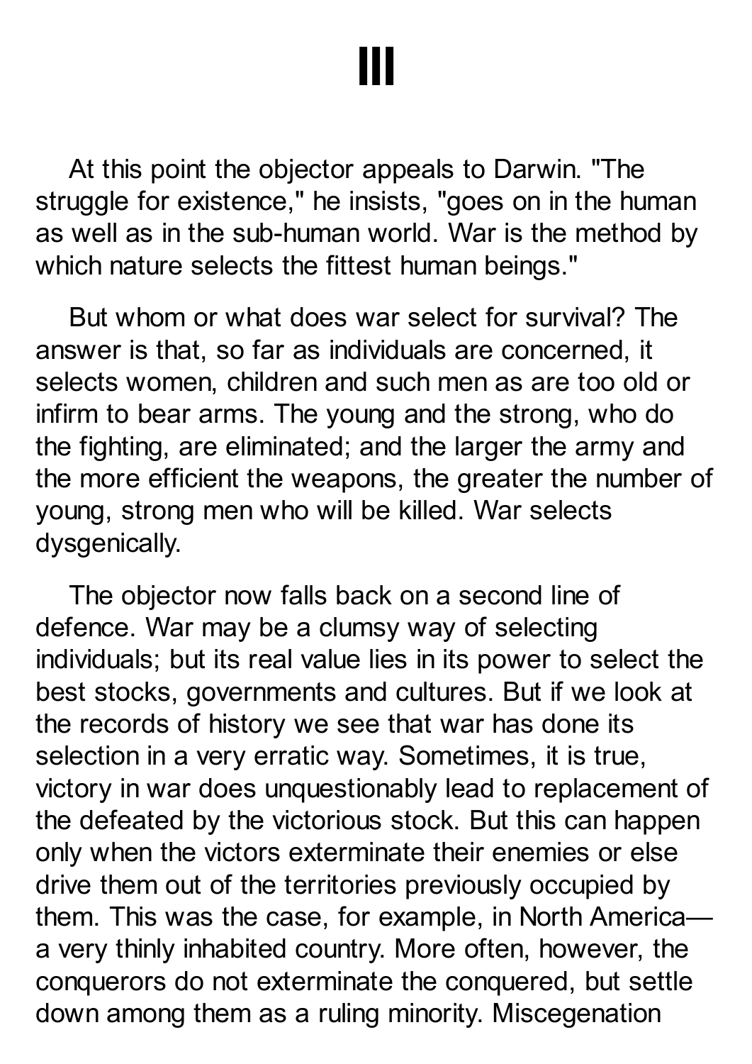# III

At this point the objector appeals to Darwin. "The struggle for existence," he insists, "goes on in the human as well as in the sub-human world. War is the method by which nature selects the fittest human beings."

But whom or what does war select for survival? The answer is that, so far as individuals are concerned, it selects women, children and such men as are too old or infirm to bear arms. The young and the strong, who do the fighting, are eliminated; and the larger the army and the more efficient the weapons, the greater the number of young, strong men who will be killed. War selects dysgenically.

The objector now falls back on a second line of defence. War may be a clumsy way of selecting individuals; but its real value lies in its power to select the best stocks, governments and cultures. But if we look at the records of history we see that war has done its selection in a very erratic way. Sometimes, it is true, victory in war does unquestionably lead to replacement of the defeated by the victorious stock. But this can happen only when the victors exterminate their enemies or else drive them out of the territories previously occupied by them. This was the case, for example, in North America—a very thinly inhabited country. More often, however, the conquerors do not exterminate the conquered, but settle down among them as a ruling minority. Miscegenation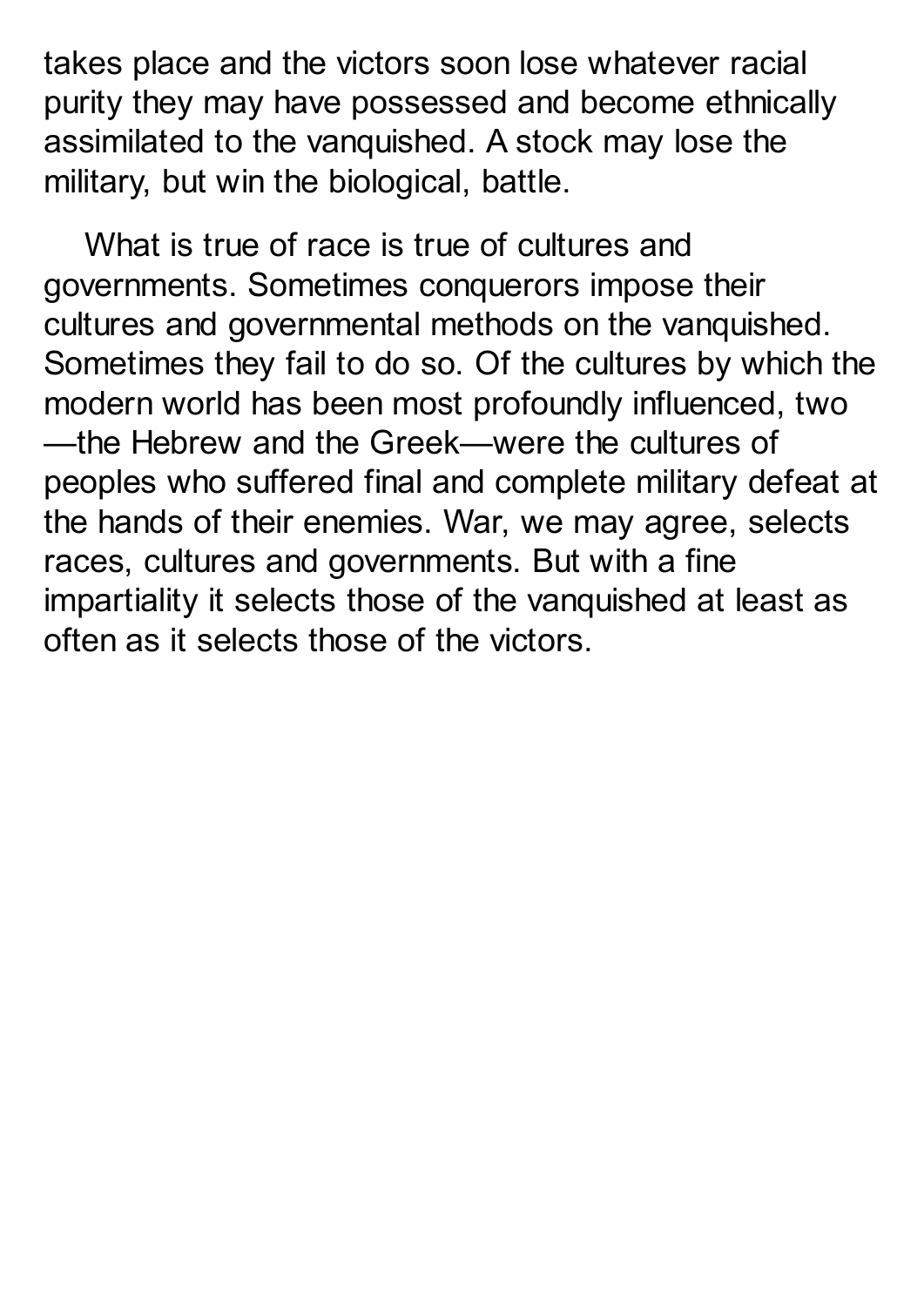takes place and the victors soon lose whatever racial purity they may have possessed and become ethnically assimilated to the vanquished. A stock may lose the military, but win the biological, battle.

What is true of race is true of cultures and governments. Sometimes conquerors impose their cultures and governmental methods on the vanquished. Sometimes they fail to do so. Of the cultures by which the modern world has been most profoundly influenced, two—the Hebrew and the Greek—were the cultures of peoples who suffered final and complete military defeat at the hands of their enemies. War, we may agree, selects races, cultures and governments. But with a fine impartiality it selects those of the vanquished at least as often as it selects those of the victors.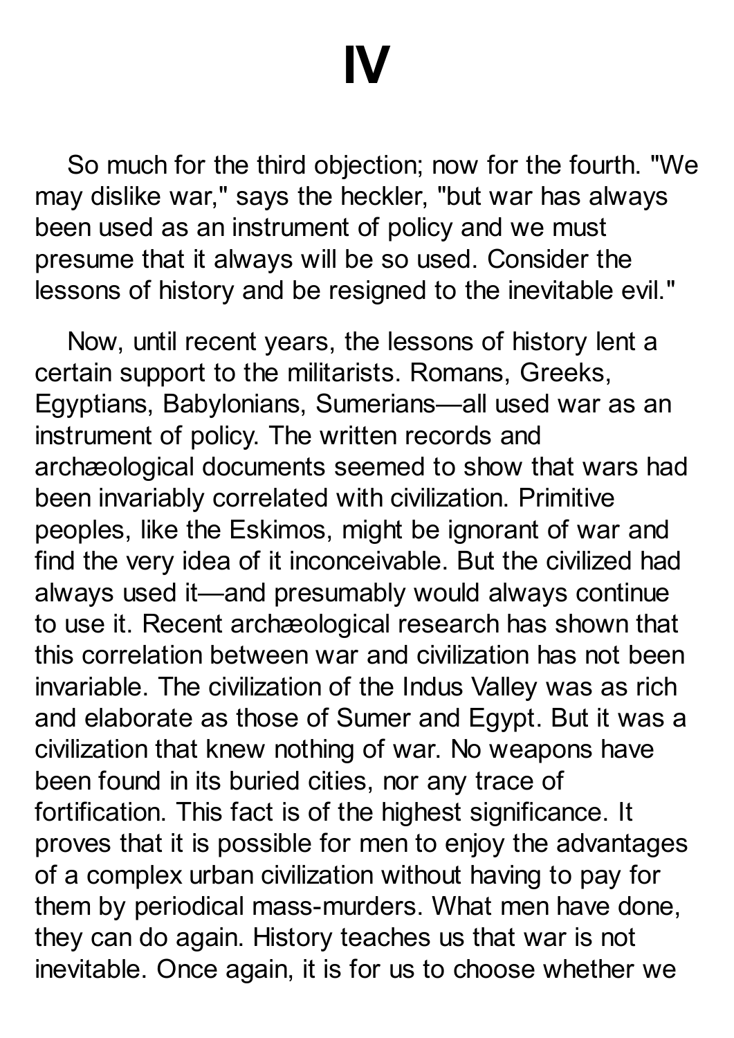# IV

So much for the third objection; now for the fourth. "We may dislike war," says the heckler, "but war has always been used as an instrument of policy and we must presume that it always will be so used. Consider the lessons of history and be resigned to the inevitable evil."

Now, until recent years, the lessons of history lent a certain support to the militarists. Romans, Greeks, Egyptians, Babylonians, Sumerians—all used war as an instrument of policy. The written records and archæological documents seemed to show that wars had been invariably correlated with civilization. Primitive peoples, like the Eskimos, might be ignorant of war and find the very idea of it inconceivable. But the civilized had always used it—and presumably would always continue to use it. Recent archæological research has shown that this correlation between war and civilization has not been invariable. The civilization of the Indus Valley was as rich and elaborate as those of Sumer and Egypt. But it was a civilization that knew nothing of war. No weapons have been found in its buried cities, nor any trace of fortification. This fact is of the highest significance. It proves that it is possible for men to enjoy the advantages of a complex urban civilization without having to pay for them by periodical mass-murders. What men have done, they can do again. History teaches us that war is not inevitable. Once again, it is for us to choose whether we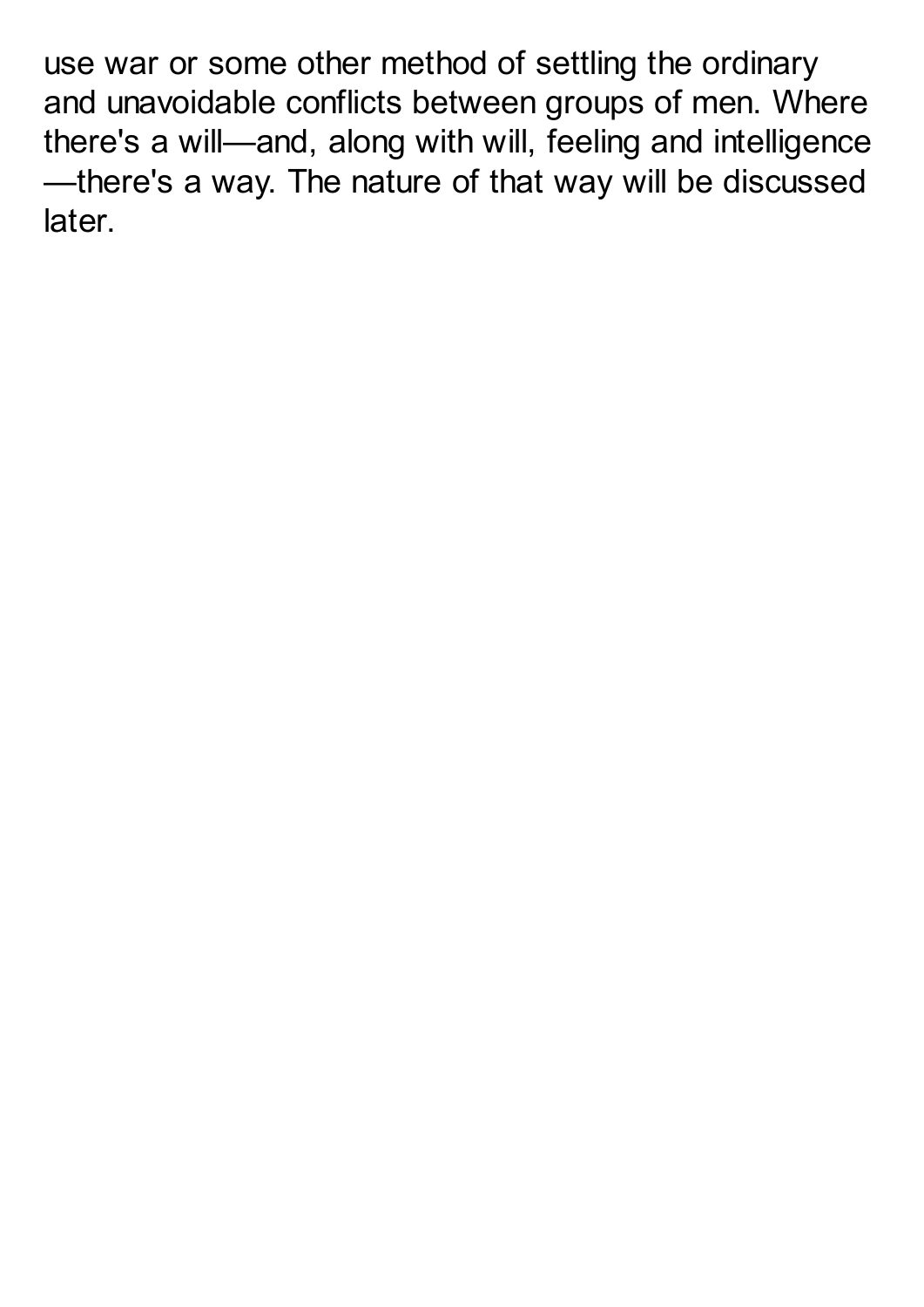use war or some other method of settling the ordinary and unavoidable conflicts between groups of men. Where there's a will—and, along with will, feeling and intelligence—there's a way. The nature of that way will be discussed later.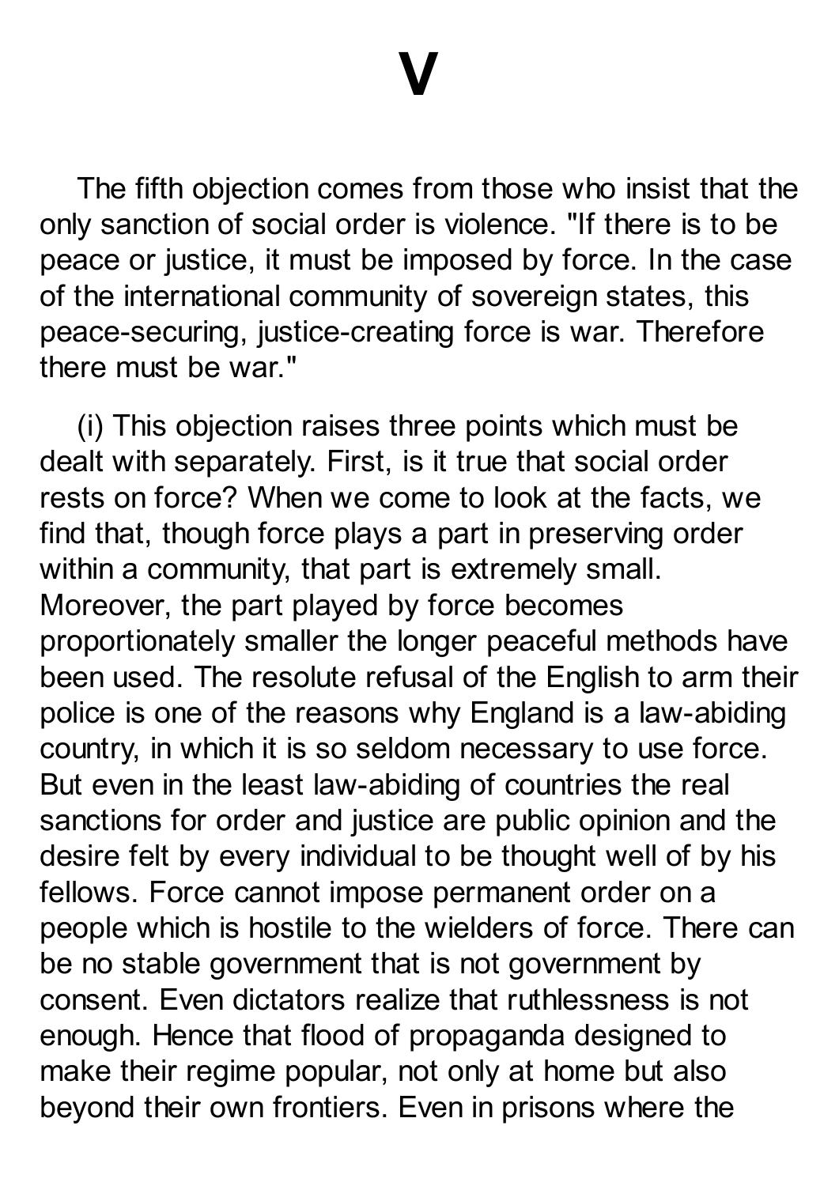# V

The fifth objection comes from those who insist that the only sanction of social order is violence. "If there is to be peace or justice, it must be imposed by force. In the case of the international community of sovereign states, this peace-securing, justice-creating force is war. Therefore there must be war."

(i) This objection raises three points which must be dealt with separately. First, is it true that social order rests on force? When we come to look at the facts, we find that, though force plays a part in preserving order within a community, that part is extremely small. Moreover, the part played by force becomes proportionately smaller the longer peaceful methods have been used. The resolute refusal of the English to arm their police is one of the reasons why England is a law-abiding country, in which it is so seldom necessary to use force. But even in the least law-abiding of countries the real sanctions for order and justice are public opinion and the desire felt by every individual to be thought well of by his fellows. Force cannot impose permanent order on a people which is hostile to the wielders of force. There can be no stable government that is not government by consent. Even dictators realize that ruthlessness is not enough. Hence that flood of propaganda designed to make their regime popular, not only at home but also beyond their own frontiers. Even in prisons where the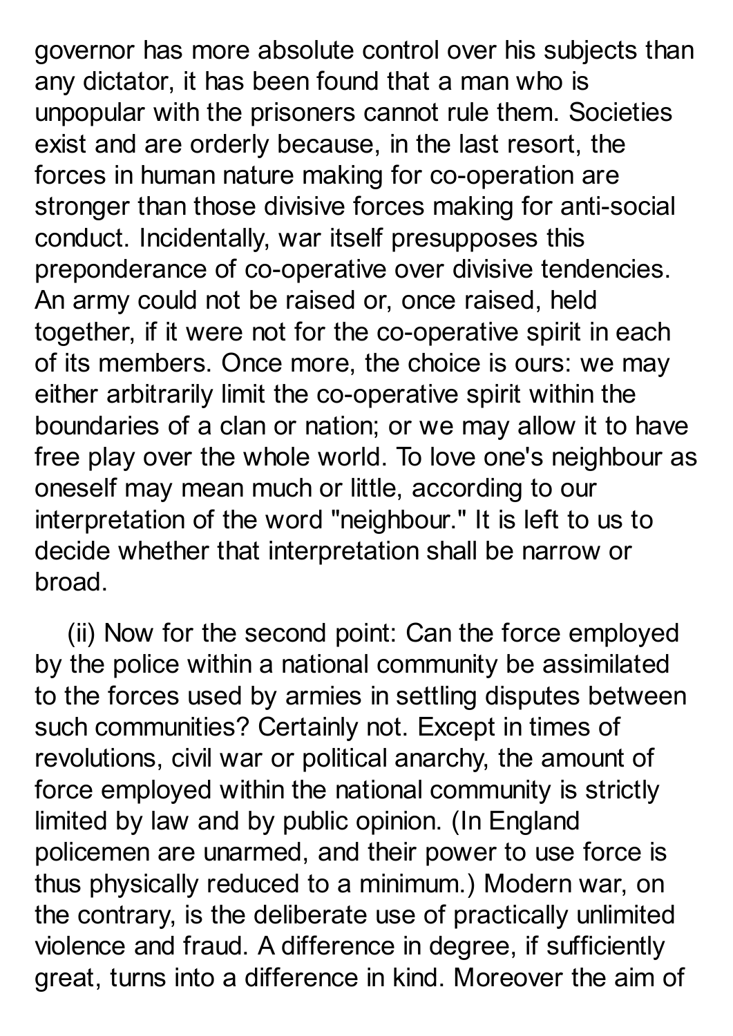governor has more absolute control over his subjects than any dictator, it has been found that a man who is unpopular with the prisoners cannot rule them. Societies exist and are orderly because, in the last resort, the forces in human nature making for co-operation are stronger than those divisive forces making for anti-social conduct. Incidentally, war itself presupposes this preponderance of co-operative over divisive tendencies. An army could not be raised or, once raised, held together, if it were not for the co-operative spirit in each of its members. Once more, the choice is ours: we may either arbitrarily limit the co-operative spirit within the boundaries of a clan or nation; or we may allow it to have free play over the whole world. To love one's neighbour as oneself may mean much or little, according to our interpretation of the word "neighbour." It is left to us to decide whether that interpretation shall be narrow or broad.

(ii) Now for the second point: Can the force employed by the police within a national community be assimilated to the forces used by armies in settling disputes between such communities? Certainly not. Except in times of revolutions, civil war or political anarchy, the amount of force employed within the national community is strictly limited by law and by public opinion. (In England policemen are unarmed, and their power to use force is thus physically reduced to a minimum.) Modern war, on the contrary, is the deliberate use of practically unlimited violence and fraud. A difference in degree, if sufficiently great, turns into a difference in kind. Moreover the aim of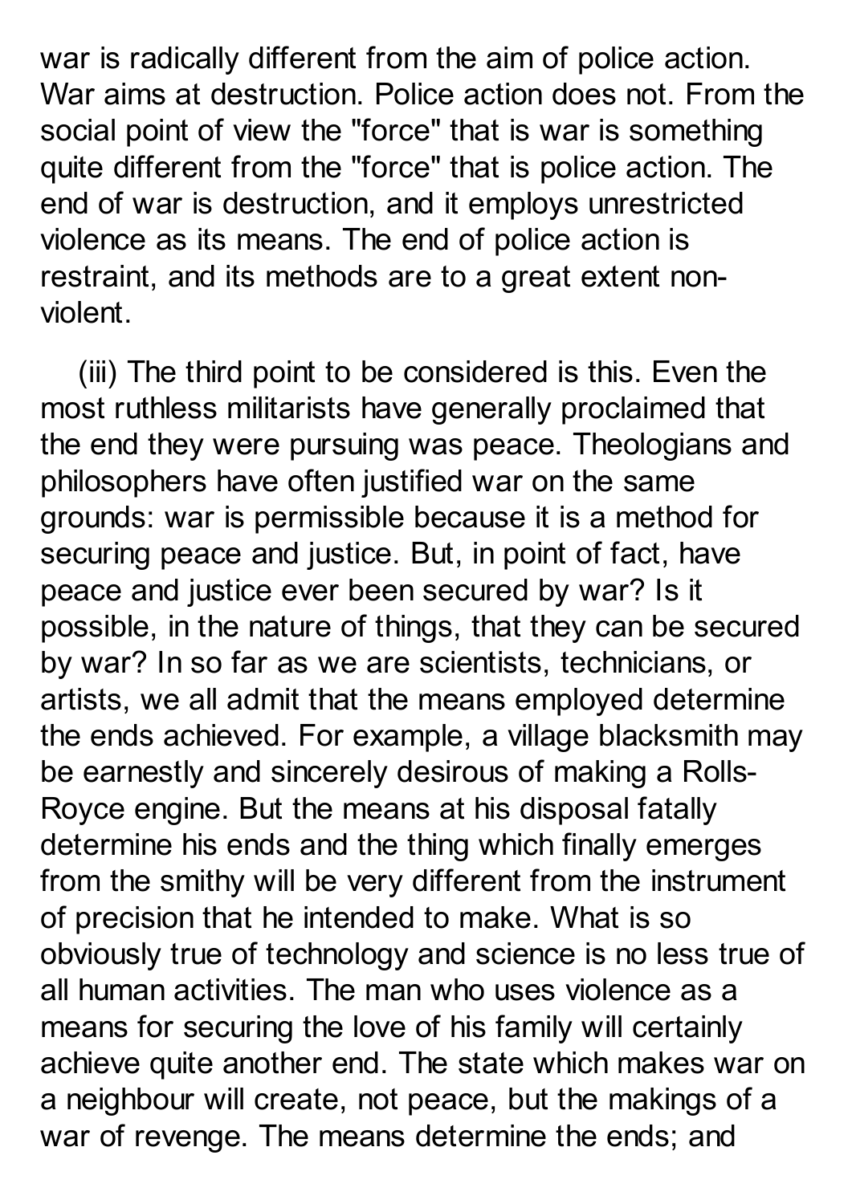war is radically different from the aim of police action. War aims at destruction. Police action does not. From the social point of view the "force" that is war is something quite different from the "force" that is police action. The end of war is destruction, and it employs unrestricted violence as its means. The end of police action is restraint, and its methods are to a great extent non-violent.

(iii) The third point to be considered is this. Even the most ruthless militarists have generally proclaimed that the end they were pursuing was peace. Theologians and philosophers have often justified war on the same grounds: war is permissible because it is a method for securing peace and justice. But, in point of fact, have peace and justice ever been secured by war? Is it possible, in the nature of things, that they can be secured by war? In so far as we are scientists, technicians, or artists, we all admit that the means employed determine the ends achieved. For example, a village blacksmith may be earnestly and sincerely desirous of making a Rolls-Royce engine. But the means at his disposal fatally determine his ends and the thing which finally emerges from the smithy will be very different from the instrument of precision that he intended to make. What is so obviously true of technology and science is no less true of all human activities. The man who uses violence as a means for securing the love of his family will certainly achieve quite another end. The state which makes war on a neighbour will create, not peace, but the makings of a war of revenge. The means determine the ends; and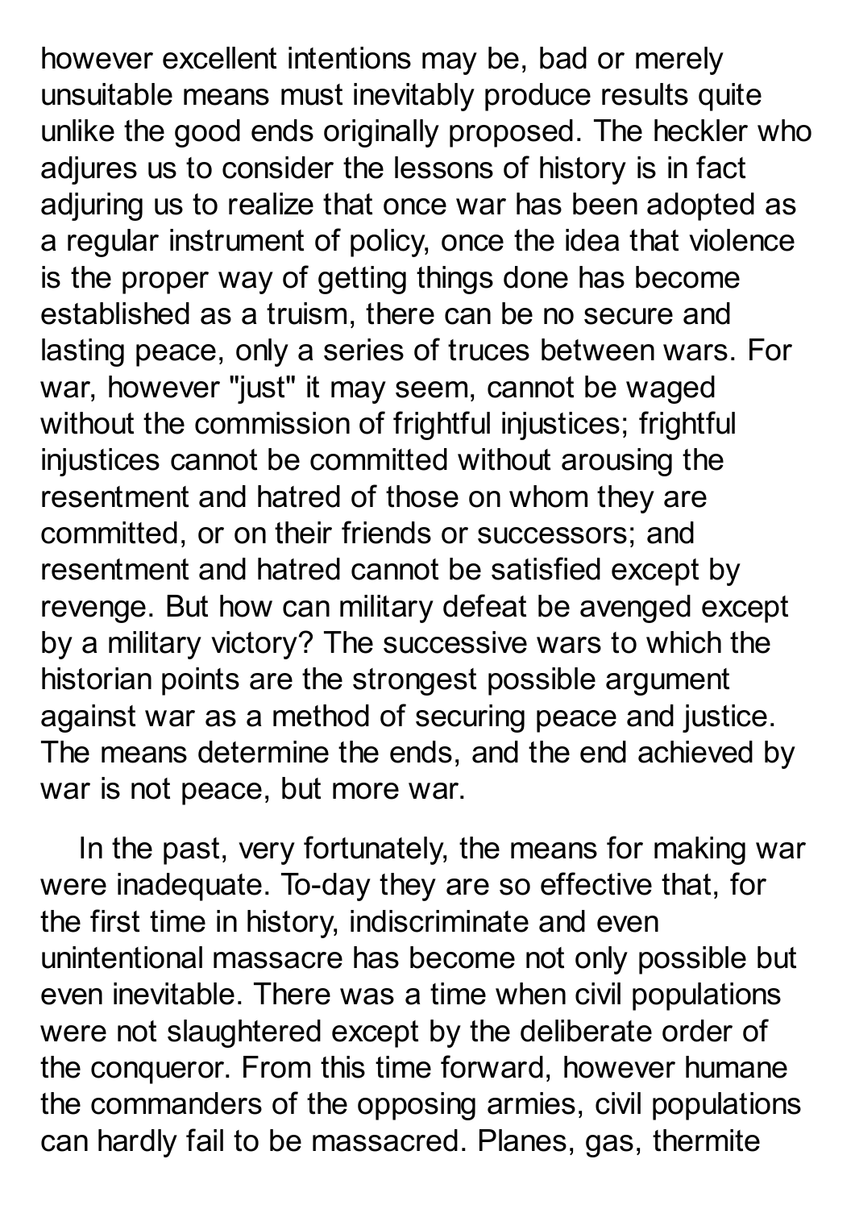however excellent intentions may be, bad or merely unsuitable means must inevitably produce results quite unlike the good ends originally proposed. The heckler who adjures us to consider the lessons of history is in fact adjuring us to realize that once war has been adopted as a regular instrument of policy, once the idea that violence is the proper way of getting things done has become established as a truism, there can be no secure and lasting peace, only a series of truces between wars. For war, however "just" it may seem, cannot be waged without the commission of frightful injustices; frightful injustices cannot be committed without arousing the resentment and hatred of those on whom they are committed, or on their friends or successors; and resentment and hatred cannot be satisfied except by revenge. But how can military defeat be avenged except by a military victory? The successive wars to which the historian points are the strongest possible argument against war as a method of securing peace and justice. The means determine the ends, and the end achieved by war is not peace, but more war.

In the past, very fortunately, the means for making war were inadequate. To-day they are so effective that, for the first time in history, indiscriminate and even unintentional massacre has become not only possible but even inevitable. There was a time when civil populations were not slaughtered except by the deliberate order of the conqueror. From this time forward, however humane the commanders of the opposing armies, civil populations can hardly fail to be massacred. Planes, gas, thermite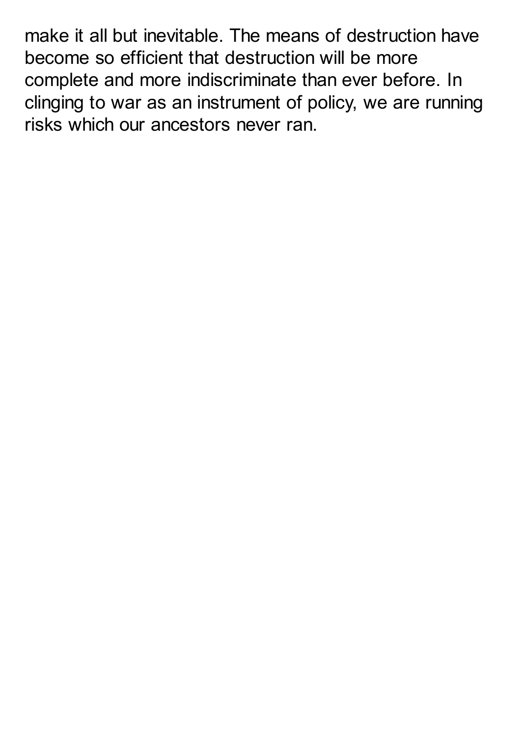make it all but inevitable. The means of destruction have become so efficient that destruction will be more complete and more indiscriminate than ever before. In clinging to war as an instrument of policy, we are running risks which our ancestors never ran.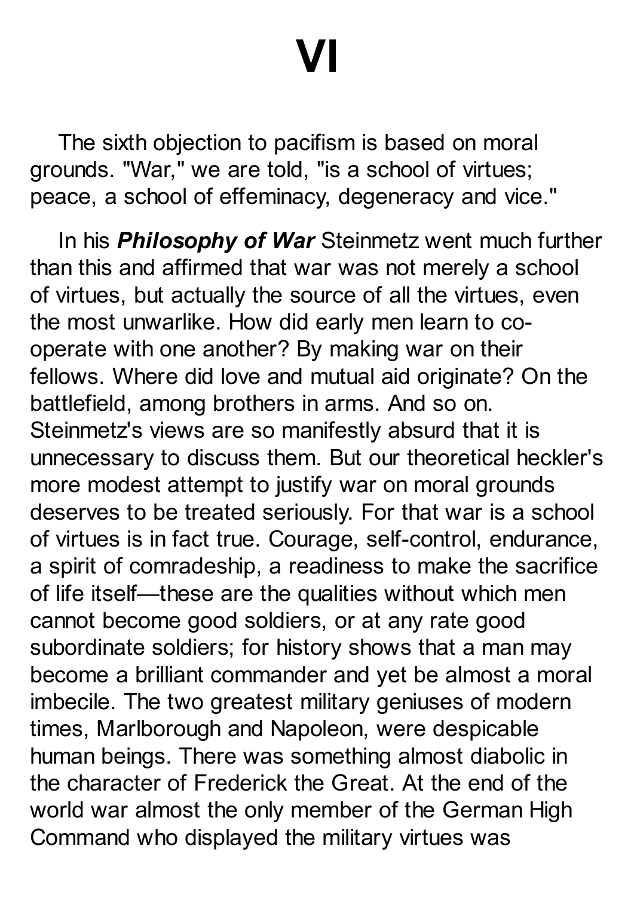# VI

The sixth objection to pacifism is based on moral grounds. "War," we are told, "is a school of virtues; peace, a school of effeminacy, degeneracy and vice."

In his ***Philosophy of War*** Steinmetz went much further than this and affirmed that war was not merely a school of virtues, but actually the source of all the virtues, even the most unwarlike. How did early men learn to co-operate with one another? By making war on their fellows. Where did love and mutual aid originate? On the battlefield, among brothers in arms. And so on. Steinmetz's views are so manifestly absurd that it is unnecessary to discuss them. But our theoretical heckler's more modest attempt to justify war on moral grounds deserves to be treated seriously. For that war is a school of virtues is in fact true. Courage, self-control, endurance, a spirit of comradeship, a readiness to make the sacrifice of life itself—these are the qualities without which men cannot become good soldiers, or at any rate good subordinate soldiers; for history shows that a man may become a brilliant commander and yet be almost a moral imbecile. The two greatest military geniuses of modern times, Marlborough and Napoleon, were despicable human beings. There was something almost diabolic in the character of Frederick the Great. At the end of the world war almost the only member of the German High Command who displayed the military virtues was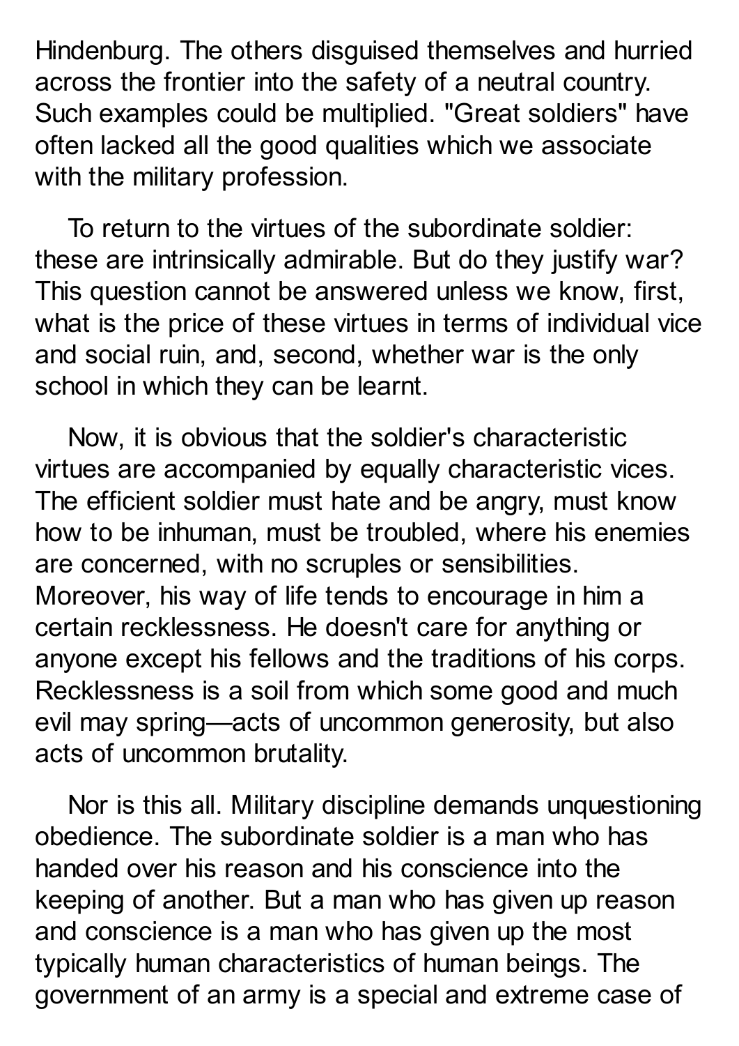Hindenburg. The others disguised themselves and hurried across the frontier into the safety of a neutral country. Such examples could be multiplied. "Great soldiers" have often lacked all the good qualities which we associate with the military profession.

To return to the virtues of the subordinate soldier: these are intrinsically admirable. But do they justify war? This question cannot be answered unless we know, first, what is the price of these virtues in terms of individual vice and social ruin, and, second, whether war is the only school in which they can be learnt.

Now, it is obvious that the soldier's characteristic virtues are accompanied by equally characteristic vices. The efficient soldier must hate and be angry, must know how to be inhuman, must be troubled, where his enemies are concerned, with no scruples or sensibilities. Moreover, his way of life tends to encourage in him a certain recklessness. He doesn't care for anything or anyone except his fellows and the traditions of his corps. Recklessness is a soil from which some good and much evil may spring—acts of uncommon generosity, but also acts of uncommon brutality.

Nor is this all. Military discipline demands unquestioning obedience. The subordinate soldier is a man who has handed over his reason and his conscience into the keeping of another. But a man who has given up reason and conscience is a man who has given up the most typically human characteristics of human beings. The government of an army is a special and extreme case of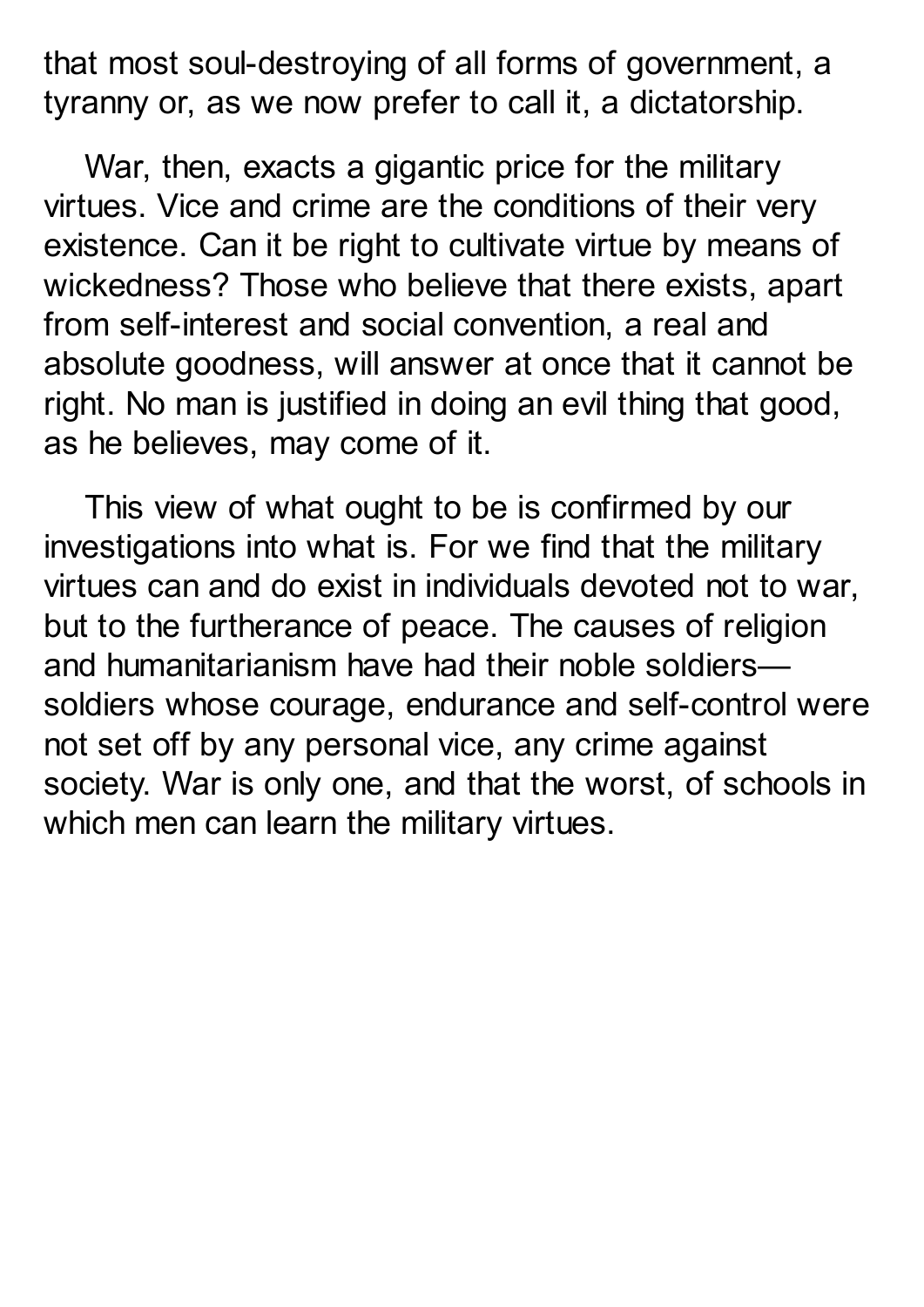that most soul-destroying of all forms of government, a tyranny or, as we now prefer to call it, a dictatorship.

War, then, exacts a gigantic price for the military virtues. Vice and crime are the conditions of their very existence. Can it be right to cultivate virtue by means of wickedness? Those who believe that there exists, apart from self-interest and social convention, a real and absolute goodness, will answer at once that it cannot be right. No man is justified in doing an evil thing that good, as he believes, may come of it.

This view of what ought to be is confirmed by our investigations into what is. For we find that the military virtues can and do exist in individuals devoted not to war, but to the furtherance of peace. The causes of religion and humanitarianism have had their noble soldiers—soldiers whose courage, endurance and self-control were not set off by any personal vice, any crime against society. War is only one, and that the worst, of schools in which men can learn the military virtues.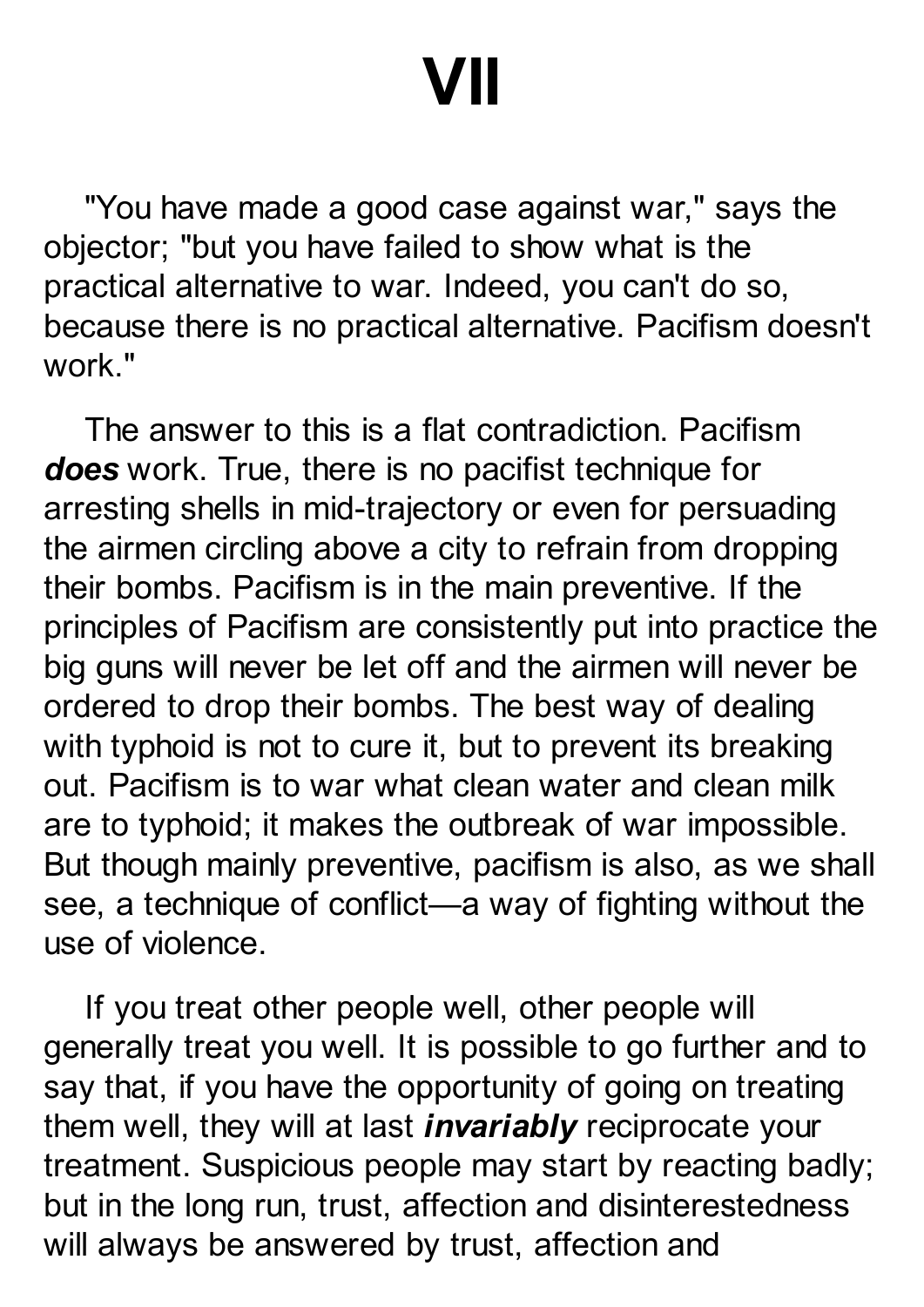# VII

"You have made a good case against war," says the objector; "but you have failed to show what is the practical alternative to war. Indeed, you can't do so, because there is no practical alternative. Pacifism doesn't work."

The answer to this is a flat contradiction. Pacifism ***does*** work. True, there is no pacifist technique for arresting shells in mid-trajectory or even for persuading the airmen circling above a city to refrain from dropping their bombs. Pacifism is in the main preventive. If the principles of Pacifism are consistently put into practice the big guns will never be let off and the airmen will never be ordered to drop their bombs. The best way of dealing with typhoid is not to cure it, but to prevent its breaking out. Pacifism is to war what clean water and clean milk are to typhoid; it makes the outbreak of war impossible. But though mainly preventive, pacifism is also, as we shall see, a technique of conflict—a way of fighting without the use of violence.

If you treat other people well, other people will generally treat you well. It is possible to go further and to say that, if you have the opportunity of going on treating them well, they will at last ***invariably*** reciprocate your treatment. Suspicious people may start by reacting badly; but in the long run, trust, affection and disinterestedness will always be answered by trust, affection and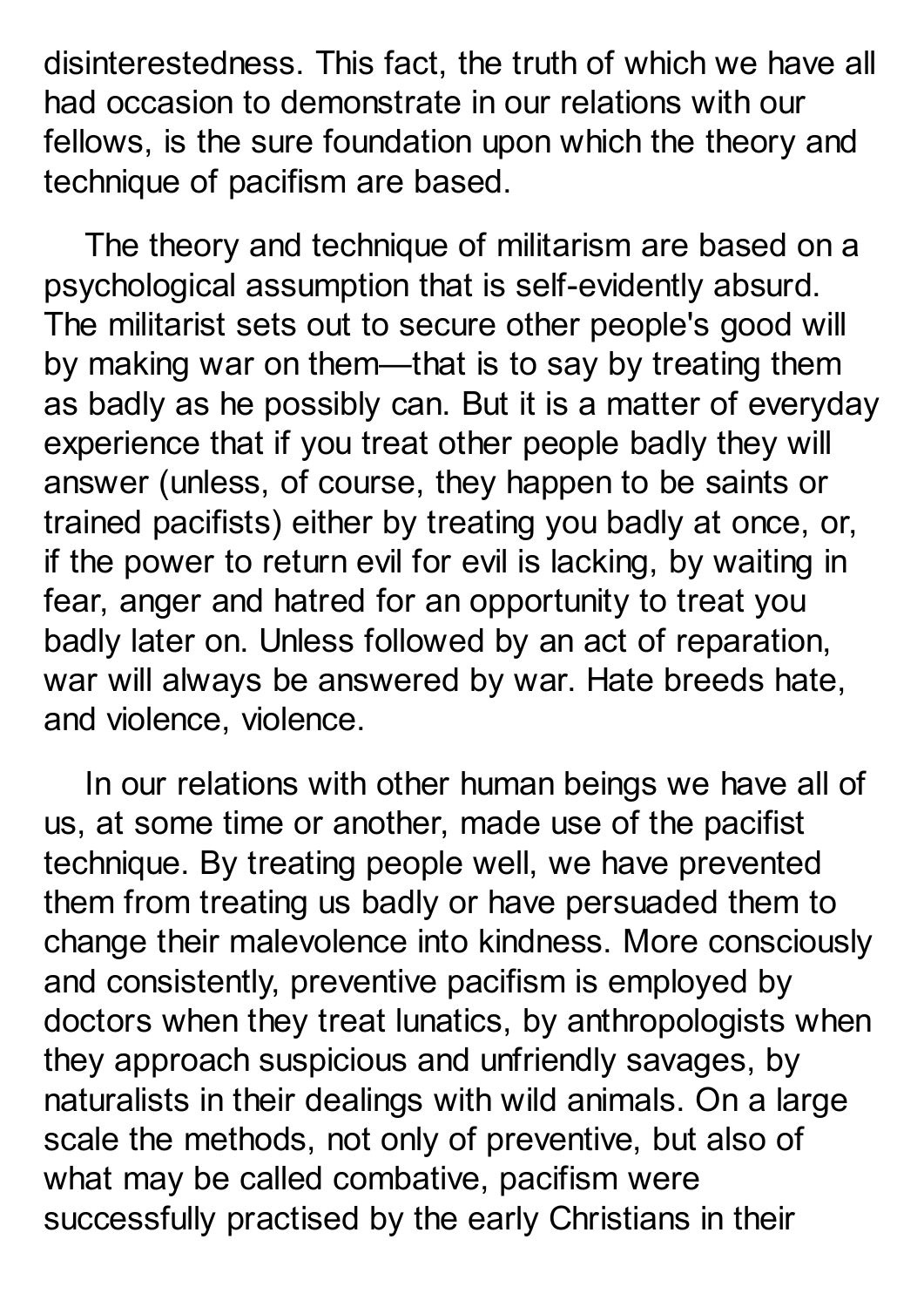disinterestedness. This fact, the truth of which we have all had occasion to demonstrate in our relations with our fellows, is the sure foundation upon which the theory and technique of pacifism are based.

The theory and technique of militarism are based on a psychological assumption that is self-evidently absurd. The militarist sets out to secure other people's good will by making war on them—that is to say by treating them as badly as he possibly can. But it is a matter of everyday experience that if you treat other people badly they will answer (unless, of course, they happen to be saints or trained pacifists) either by treating you badly at once, or, if the power to return evil for evil is lacking, by waiting in fear, anger and hatred for an opportunity to treat you badly later on. Unless followed by an act of reparation, war will always be answered by war. Hate breeds hate, and violence, violence.

In our relations with other human beings we have all of us, at some time or another, made use of the pacifist technique. By treating people well, we have prevented them from treating us badly or have persuaded them to change their malevolence into kindness. More consciously and consistently, preventive pacifism is employed by doctors when they treat lunatics, by anthropologists when they approach suspicious and unfriendly savages, by naturalists in their dealings with wild animals. On a large scale the methods, not only of preventive, but also of what may be called combative, pacifism were successfully practised by the early Christians in their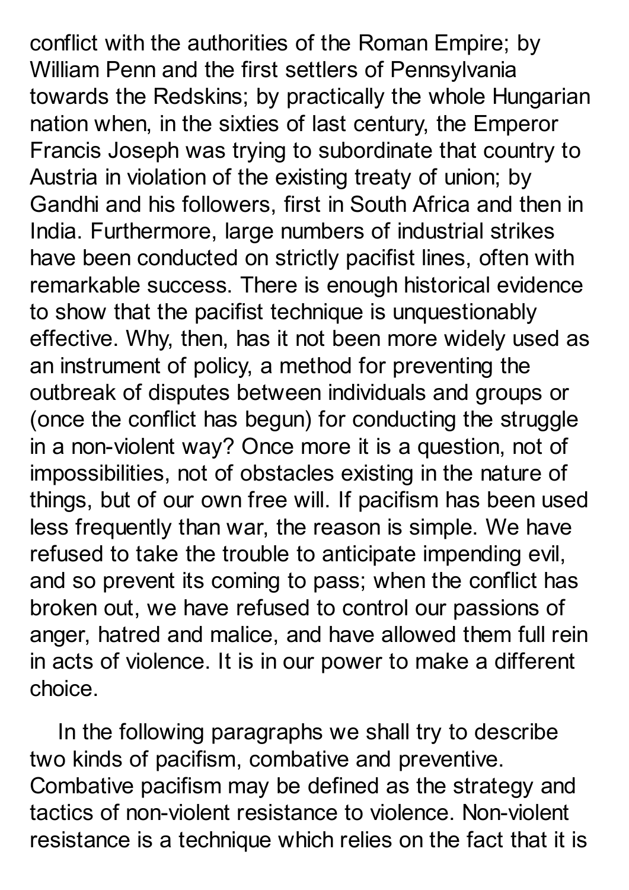conflict with the authorities of the Roman Empire; by William Penn and the first settlers of Pennsylvania towards the Redskins; by practically the whole Hungarian nation when, in the sixties of last century, the Emperor Francis Joseph was trying to subordinate that country to Austria in violation of the existing treaty of union; by Gandhi and his followers, first in South Africa and then in India. Furthermore, large numbers of industrial strikes have been conducted on strictly pacifist lines, often with remarkable success. There is enough historical evidence to show that the pacifist technique is unquestionably effective. Why, then, has it not been more widely used as an instrument of policy, a method for preventing the outbreak of disputes between individuals and groups or (once the conflict has begun) for conducting the struggle in a non-violent way? Once more it is a question, not of impossibilities, not of obstacles existing in the nature of things, but of our own free will. If pacifism has been used less frequently than war, the reason is simple. We have refused to take the trouble to anticipate impending evil, and so prevent its coming to pass; when the conflict has broken out, we have refused to control our passions of anger, hatred and malice, and have allowed them full rein in acts of violence. It is in our power to make a different choice.

In the following paragraphs we shall try to describe two kinds of pacifism, combative and preventive. Combative pacifism may be defined as the strategy and tactics of non-violent resistance to violence. Non-violent resistance is a technique which relies on the fact that it is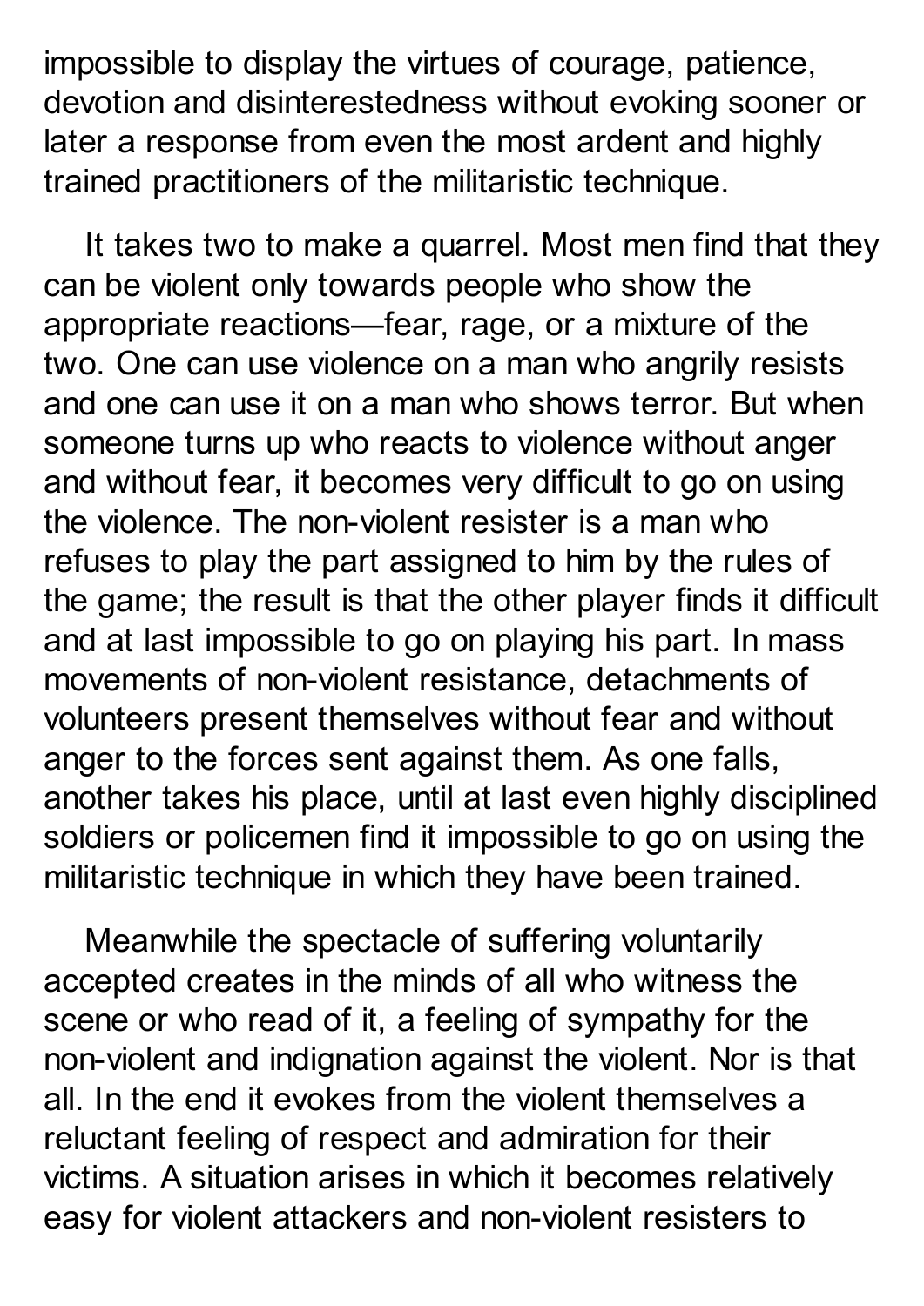impossible to display the virtues of courage, patience, devotion and disinterestedness without evoking sooner or later a response from even the most ardent and highly trained practitioners of the militaristic technique.

It takes two to make a quarrel. Most men find that they can be violent only towards people who show the appropriate reactions—fear, rage, or a mixture of the two. One can use violence on a man who angrily resists and one can use it on a man who shows terror. But when someone turns up who reacts to violence without anger and without fear, it becomes very difficult to go on using the violence. The non-violent resister is a man who refuses to play the part assigned to him by the rules of the game; the result is that the other player finds it difficult and at last impossible to go on playing his part. In mass movements of non-violent resistance, detachments of volunteers present themselves without fear and without anger to the forces sent against them. As one falls, another takes his place, until at last even highly disciplined soldiers or policemen find it impossible to go on using the militaristic technique in which they have been trained.

Meanwhile the spectacle of suffering voluntarily accepted creates in the minds of all who witness the scene or who read of it, a feeling of sympathy for the non-violent and indignation against the violent. Nor is that all. In the end it evokes from the violent themselves a reluctant feeling of respect and admiration for their victims. A situation arises in which it becomes relatively easy for violent attackers and non-violent resisters to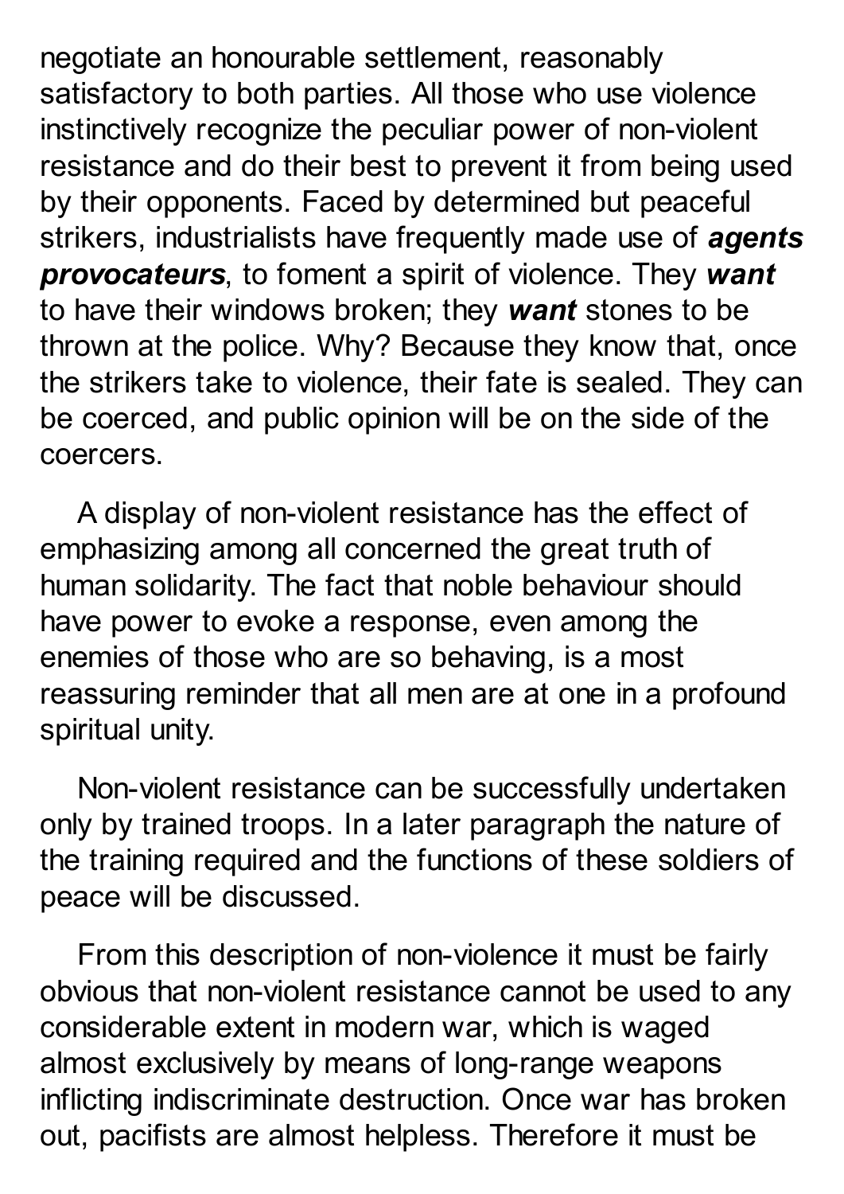negotiate an honourable settlement, reasonably satisfactory to both parties. All those who use violence instinctively recognize the peculiar power of non-violent resistance and do their best to prevent it from being used by their opponents. Faced by determined but peaceful strikers, industrialists have frequently made use of ***agents provocateurs***, to foment a spirit of violence. They ***want*** to have their windows broken; they ***want*** stones to be thrown at the police. Why? Because they know that, once the strikers take to violence, their fate is sealed. They can be coerced, and public opinion will be on the side of the coercers.

A display of non-violent resistance has the effect of emphasizing among all concerned the great truth of human solidarity. The fact that noble behaviour should have power to evoke a response, even among the enemies of those who are so behaving, is a most reassuring reminder that all men are at one in a profound spiritual unity.

Non-violent resistance can be successfully undertaken only by trained troops. In a later paragraph the nature of the training required and the functions of these soldiers of peace will be discussed.

From this description of non-violence it must be fairly obvious that non-violent resistance cannot be used to any considerable extent in modern war, which is waged almost exclusively by means of long-range weapons inflicting indiscriminate destruction. Once war has broken out, pacifists are almost helpless. Therefore it must be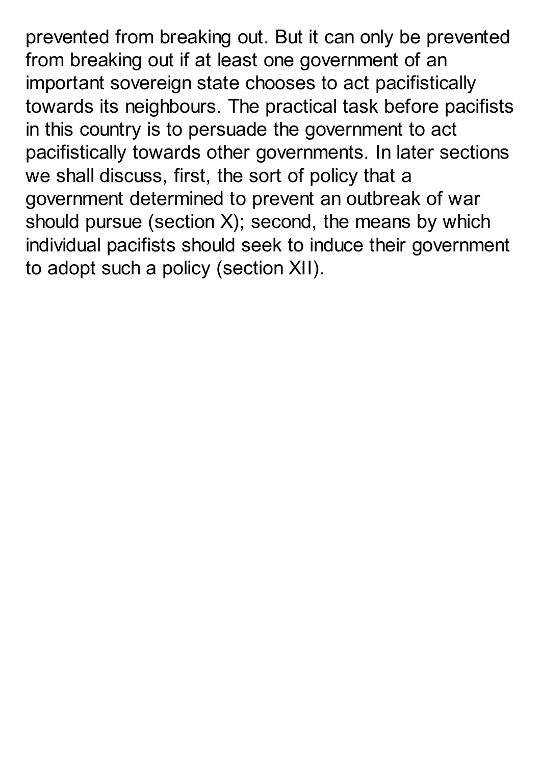prevented from breaking out. But it can only be prevented from breaking out if at least one government of an important sovereign state chooses to act pacifistically towards its neighbours. The practical task before pacifists in this country is to persuade the government to act pacifistically towards other governments. In later sections we shall discuss, first, the sort of policy that a government determined to prevent an outbreak of war should pursue (section X); second, the means by which individual pacifists should seek to induce their government to adopt such a policy (section XII).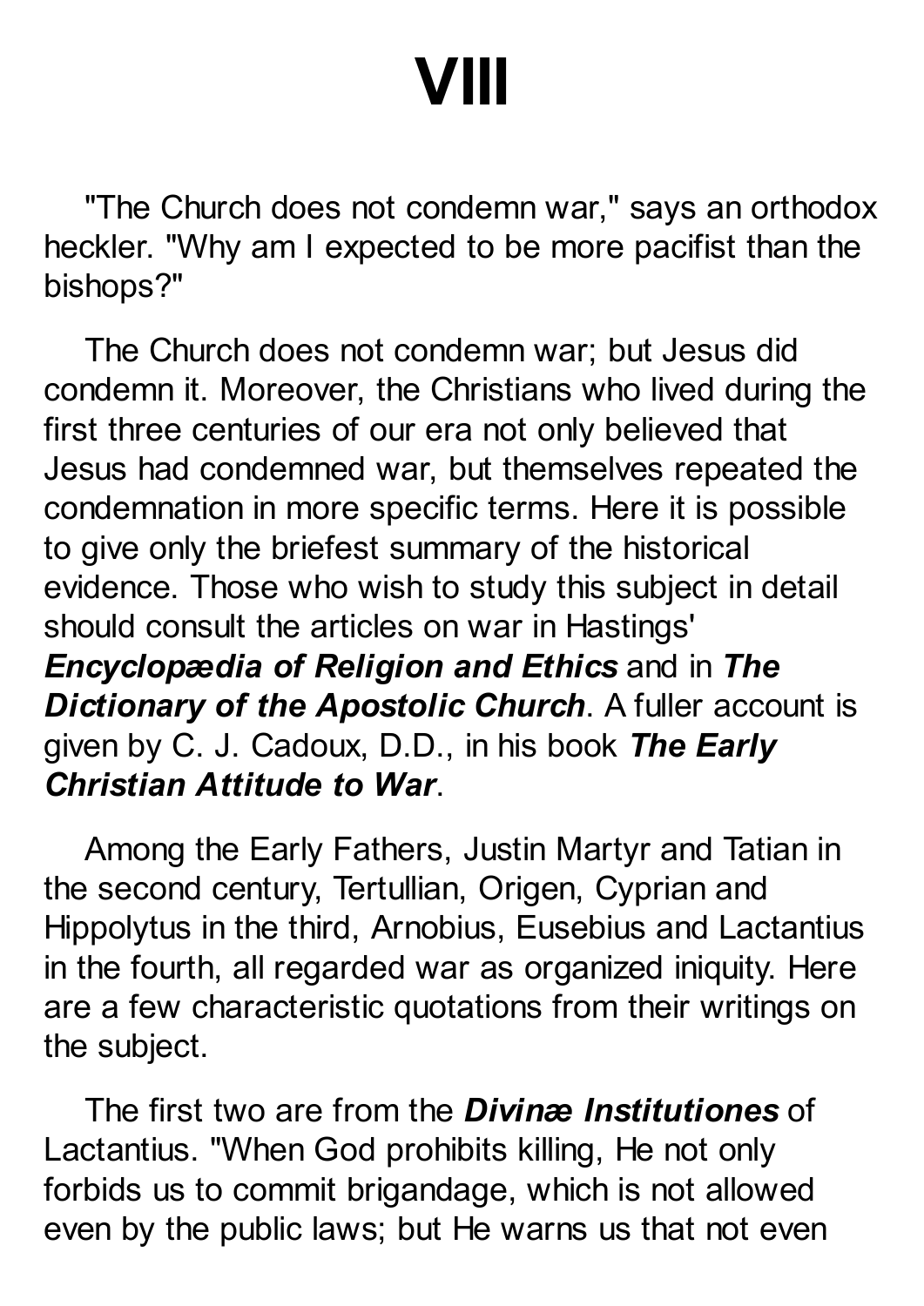# VIII

"The Church does not condemn war," says an orthodox heckler. "Why am I expected to be more pacifist than the bishops?"

The Church does not condemn war; but Jesus did condemn it. Moreover, the Christians who lived during the first three centuries of our era not only believed that Jesus had condemned war, but themselves repeated the condemnation in more specific terms. Here it is possible to give only the briefest summary of the historical evidence. Those who wish to study this subject in detail should consult the articles on war in Hastings' ***Encyclopædia of Religion and Ethics*** and in ***The Dictionary of the Apostolic Church***. A fuller account is given by C. J. Cadoux, D.D., in his book ***The Early Christian Attitude to War***.

Among the Early Fathers, Justin Martyr and Tatian in the second century, Tertullian, Origen, Cyprian and Hippolytus in the third, Arnobius, Eusebius and Lactantius in the fourth, all regarded war as organized iniquity. Here are a few characteristic quotations from their writings on the subject.

The first two are from the ***Divinæ Institutiones*** of Lactantius. "When God prohibits killing, He not only forbids us to commit brigandage, which is not allowed even by the public laws; but He warns us that not even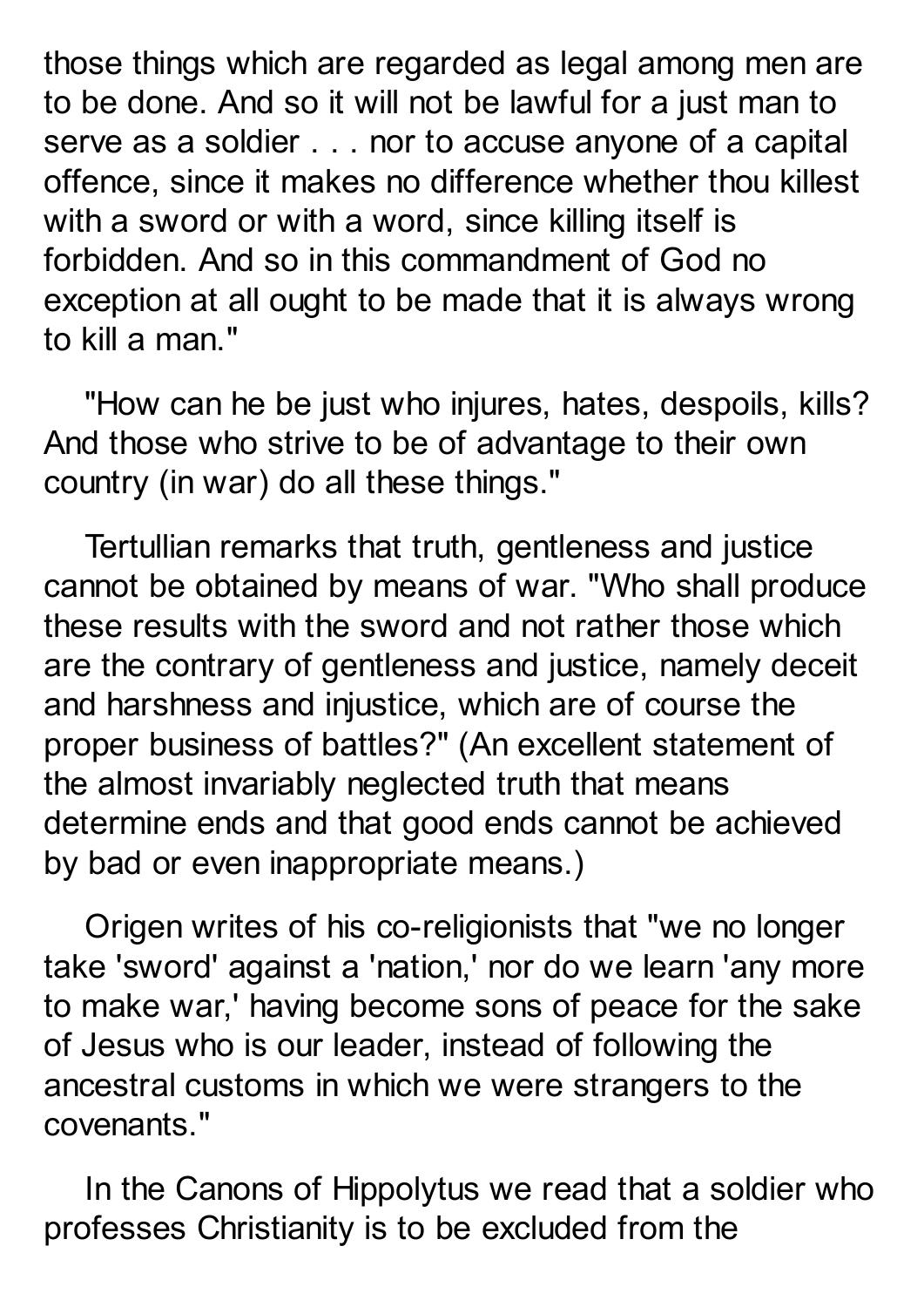those things which are regarded as legal among men are to be done. And so it will not be lawful for a just man to serve as a soldier . . . nor to accuse anyone of a capital offence, since it makes no difference whether thou killest with a sword or with a word, since killing itself is forbidden. And so in this commandment of God no exception at all ought to be made that it is always wrong to kill a man."

"How can he be just who injures, hates, despoils, kills? And those who strive to be of advantage to their own country (in war) do all these things."

Tertullian remarks that truth, gentleness and justice cannot be obtained by means of war. "Who shall produce these results with the sword and not rather those which are the contrary of gentleness and justice, namely deceit and harshness and injustice, which are of course the proper business of battles?" (An excellent statement of the almost invariably neglected truth that means determine ends and that good ends cannot be achieved by bad or even inappropriate means.)

Origen writes of his co-religionists that "we no longer take 'sword' against a 'nation,' nor do we learn 'any more to make war,' having become sons of peace for the sake of Jesus who is our leader, instead of following the ancestral customs in which we were strangers to the covenants."

In the Canons of Hippolytus we read that a soldier who professes Christianity is to be excluded from the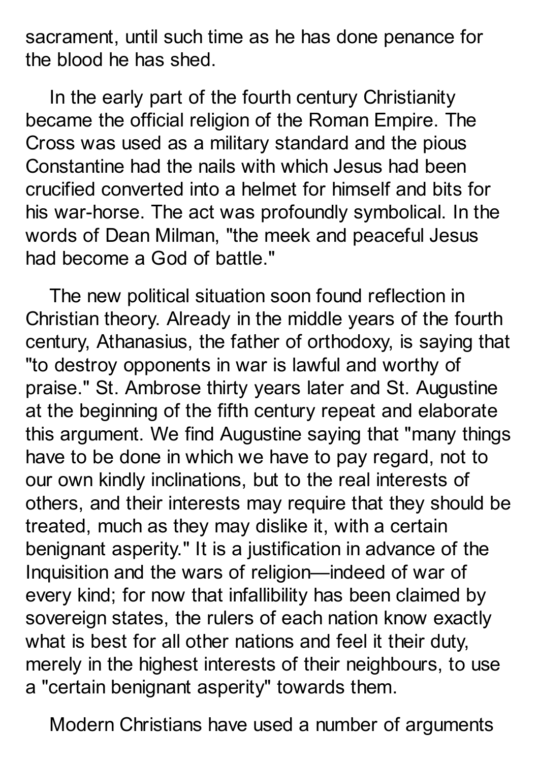sacrament, until such time as he has done penance for the blood he has shed.

In the early part of the fourth century Christianity became the official religion of the Roman Empire. The Cross was used as a military standard and the pious Constantine had the nails with which Jesus had been crucified converted into a helmet for himself and bits for his war-horse. The act was profoundly symbolical. In the words of Dean Milman, "the meek and peaceful Jesus had become a God of battle."

The new political situation soon found reflection in Christian theory. Already in the middle years of the fourth century, Athanasius, the father of orthodoxy, is saying that "to destroy opponents in war is lawful and worthy of praise." St. Ambrose thirty years later and St. Augustine at the beginning of the fifth century repeat and elaborate this argument. We find Augustine saying that "many things have to be done in which we have to pay regard, not to our own kindly inclinations, but to the real interests of others, and their interests may require that they should be treated, much as they may dislike it, with a certain benignant asperity." It is a justification in advance of the Inquisition and the wars of religion—indeed of war of every kind; for now that infallibility has been claimed by sovereign states, the rulers of each nation know exactly what is best for all other nations and feel it their duty, merely in the highest interests of their neighbours, to use a "certain benignant asperity" towards them.

Modern Christians have used a number of arguments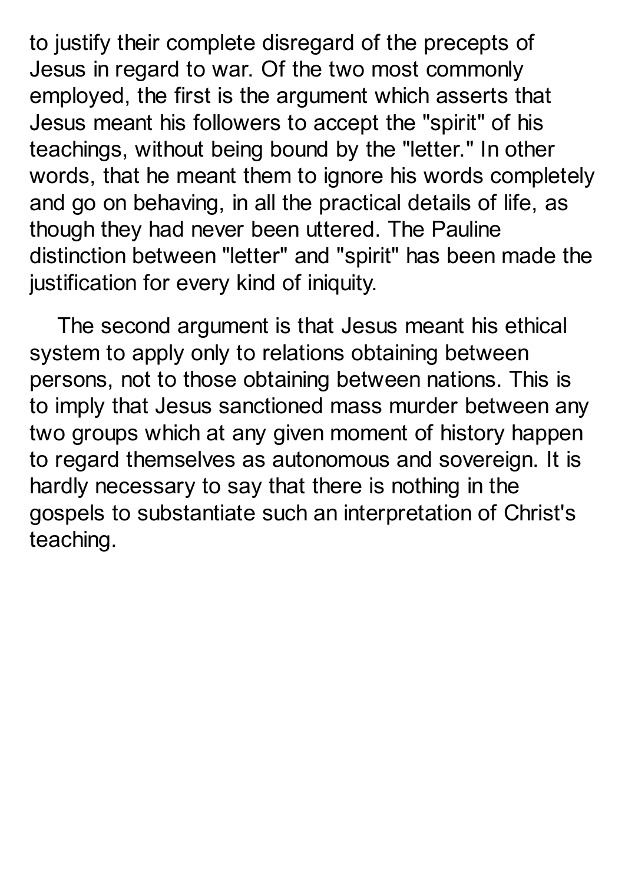to justify their complete disregard of the precepts of Jesus in regard to war. Of the two most commonly employed, the first is the argument which asserts that Jesus meant his followers to accept the "spirit" of his teachings, without being bound by the "letter." In other words, that he meant them to ignore his words completely and go on behaving, in all the practical details of life, as though they had never been uttered. The Pauline distinction between "letter" and "spirit" has been made the justification for every kind of iniquity.

The second argument is that Jesus meant his ethical system to apply only to relations obtaining between persons, not to those obtaining between nations. This is to imply that Jesus sanctioned mass murder between any two groups which at any given moment of history happen to regard themselves as autonomous and sovereign. It is hardly necessary to say that there is nothing in the gospels to substantiate such an interpretation of Christ's teaching.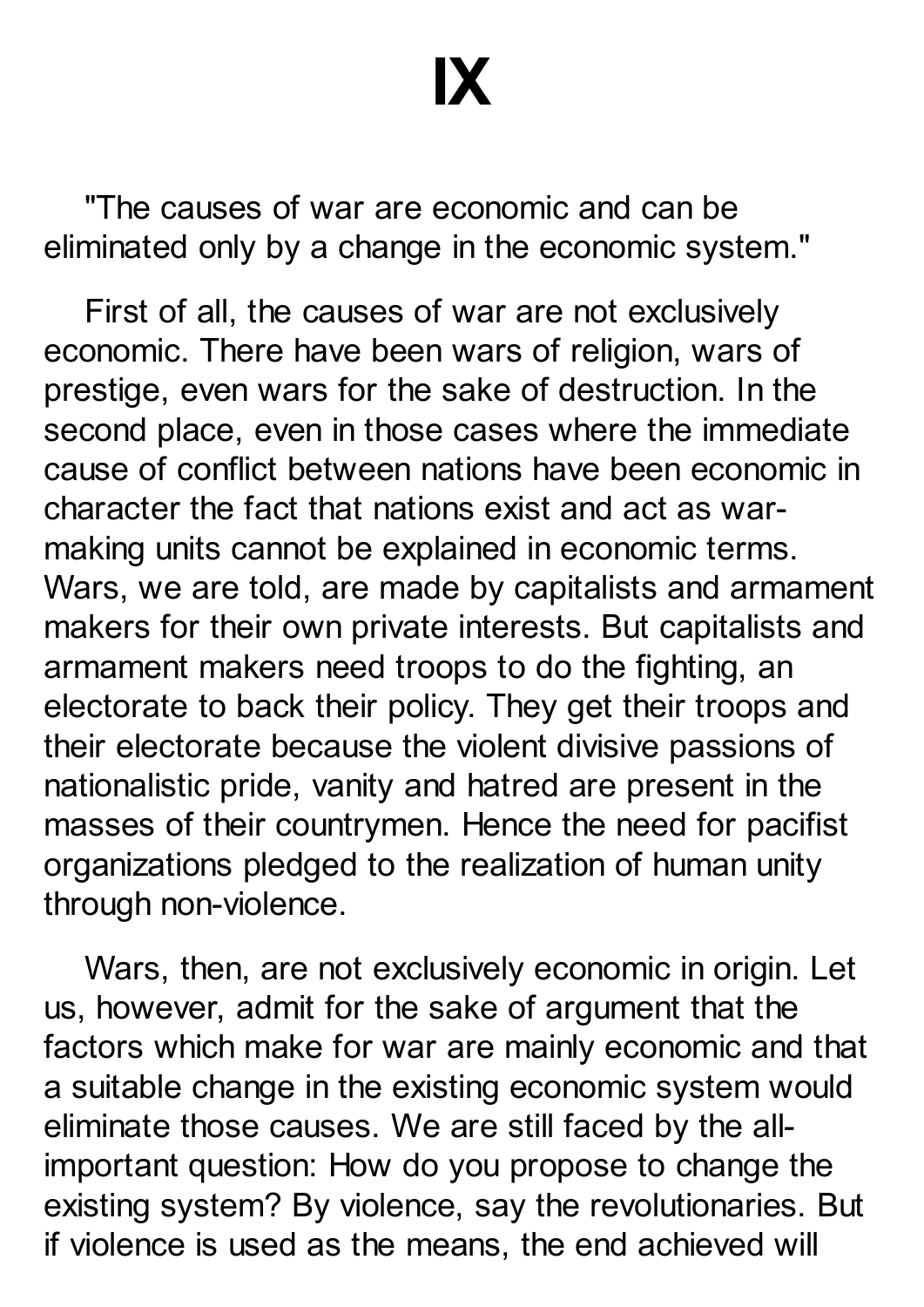# IX

"The causes of war are economic and can be eliminated only by a change in the economic system."

First of all, the causes of war are not exclusively economic. There have been wars of religion, wars of prestige, even wars for the sake of destruction. In the second place, even in those cases where the immediate cause of conflict between nations have been economic in character the fact that nations exist and act as war-making units cannot be explained in economic terms. Wars, we are told, are made by capitalists and armament makers for their own private interests. But capitalists and armament makers need troops to do the fighting, an electorate to back their policy. They get their troops and their electorate because the violent divisive passions of nationalistic pride, vanity and hatred are present in the masses of their countrymen. Hence the need for pacifist organizations pledged to the realization of human unity through non-violence.

Wars, then, are not exclusively economic in origin. Let us, however, admit for the sake of argument that the factors which make for war are mainly economic and that a suitable change in the existing economic system would eliminate those causes. We are still faced by the all-important question: How do you propose to change the existing system? By violence, say the revolutionaries. But if violence is used as the means, the end achieved will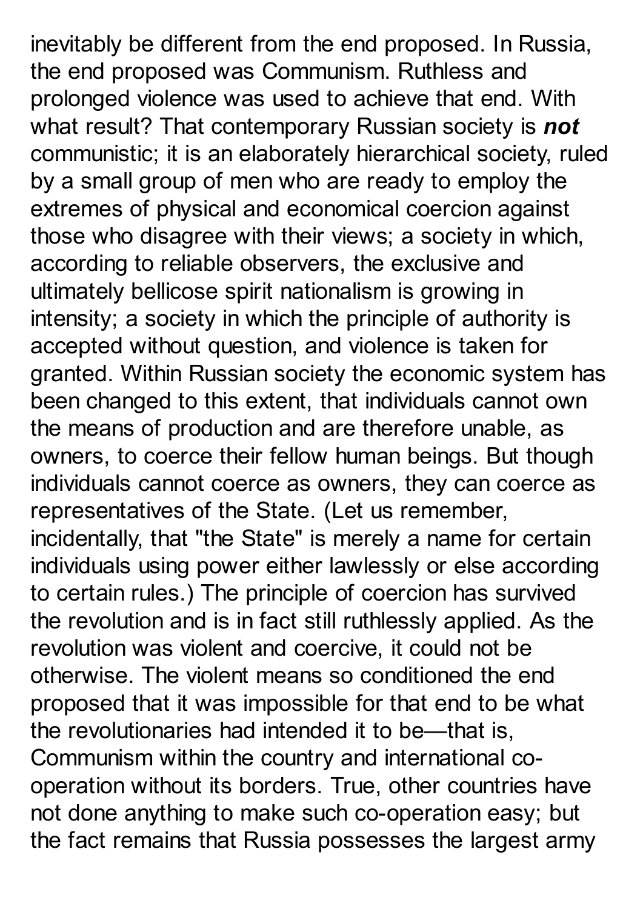inevitably be different from the end proposed. In Russia, the end proposed was Communism. Ruthless and prolonged violence was used to achieve that end. With what result? That contemporary Russian society is ***not*** communistic; it is an elaborately hierarchical society, ruled by a small group of men who are ready to employ the extremes of physical and economical coercion against those who disagree with their views; a society in which, according to reliable observers, the exclusive and ultimately bellicose spirit nationalism is growing in intensity; a society in which the principle of authority is accepted without question, and violence is taken for granted. Within Russian society the economic system has been changed to this extent, that individuals cannot own the means of production and are therefore unable, as owners, to coerce their fellow human beings. But though individuals cannot coerce as owners, they can coerce as representatives of the State. (Let us remember, incidentally, that "the State" is merely a name for certain individuals using power either lawlessly or else according to certain rules.) The principle of coercion has survived the revolution and is in fact still ruthlessly applied. As the revolution was violent and coercive, it could not be otherwise. The violent means so conditioned the end proposed that it was impossible for that end to be what the revolutionaries had intended it to be—that is, Communism within the country and international co-operation without its borders. True, other countries have not done anything to make such co-operation easy; but the fact remains that Russia possesses the largest army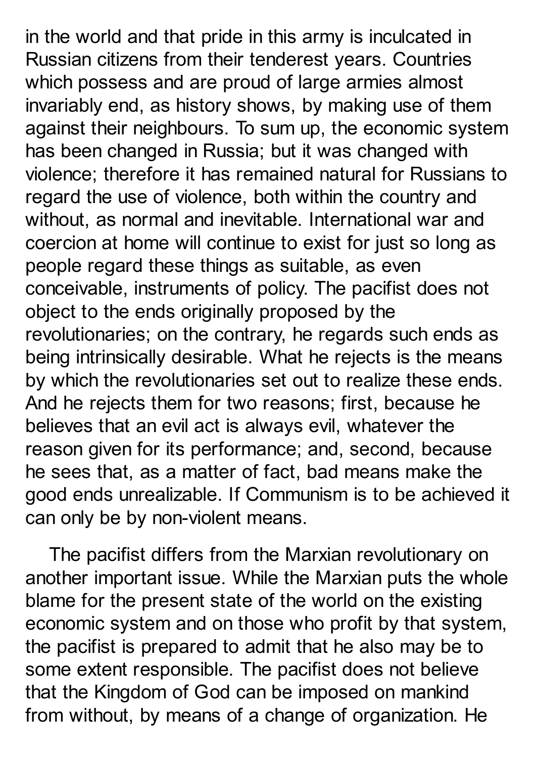in the world and that pride in this army is inculcated in Russian citizens from their tenderest years. Countries which possess and are proud of large armies almost invariably end, as history shows, by making use of them against their neighbours. To sum up, the economic system has been changed in Russia; but it was changed with violence; therefore it has remained natural for Russians to regard the use of violence, both within the country and without, as normal and inevitable. International war and coercion at home will continue to exist for just so long as people regard these things as suitable, as even conceivable, instruments of policy. The pacifist does not object to the ends originally proposed by the revolutionaries; on the contrary, he regards such ends as being intrinsically desirable. What he rejects is the means by which the revolutionaries set out to realize these ends. And he rejects them for two reasons; first, because he believes that an evil act is always evil, whatever the reason given for its performance; and, second, because he sees that, as a matter of fact, bad means make the good ends unrealizable. If Communism is to be achieved it can only be by non-violent means.

The pacifist differs from the Marxian revolutionary on another important issue. While the Marxian puts the whole blame for the present state of the world on the existing economic system and on those who profit by that system, the pacifist is prepared to admit that he also may be to some extent responsible. The pacifist does not believe that the Kingdom of God can be imposed on mankind from without, by means of a change of organization. He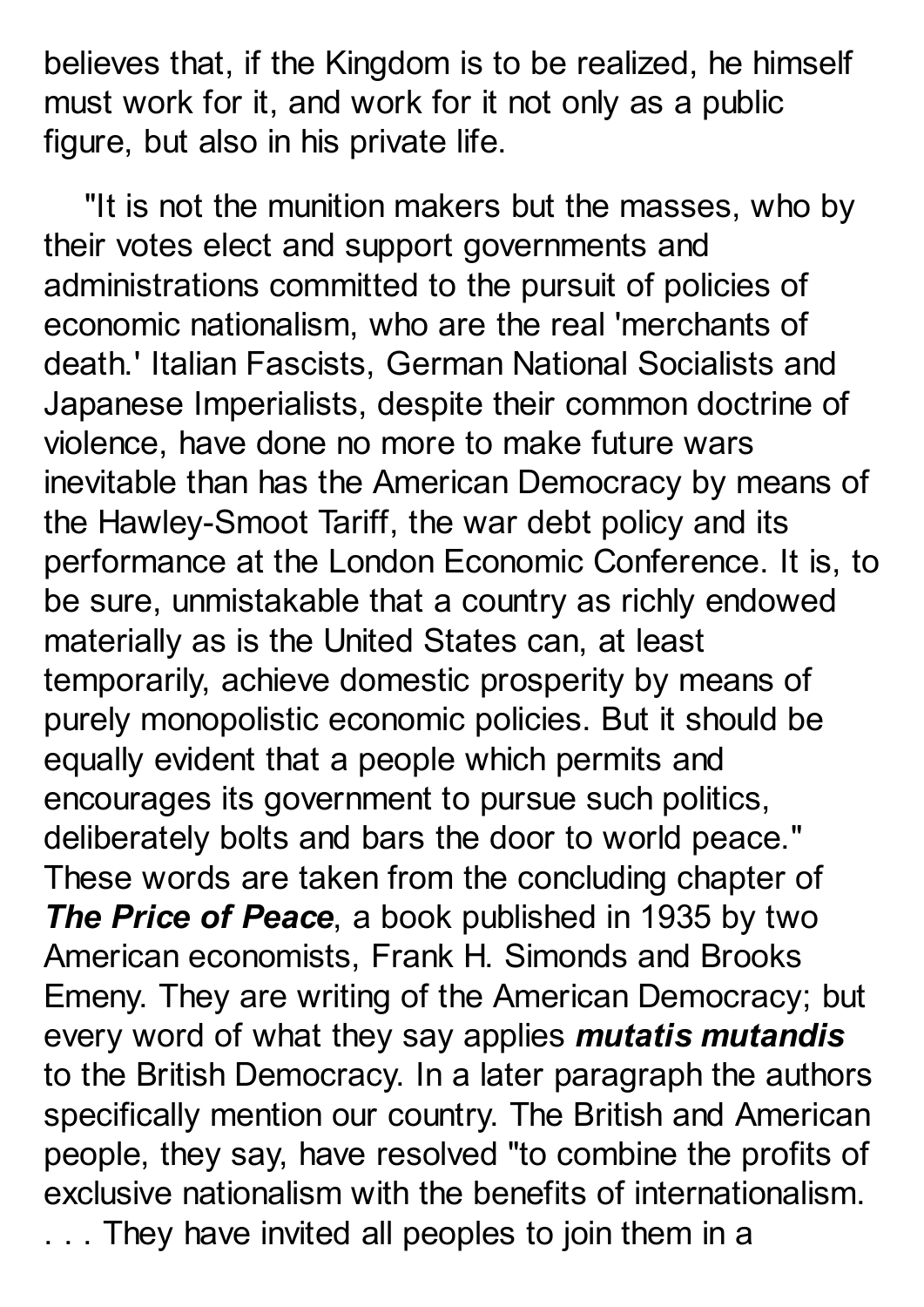believes that, if the Kingdom is to be realized, he himself must work for it, and work for it not only as a public figure, but also in his private life.

"It is not the munition makers but the masses, who by their votes elect and support governments and administrations committed to the pursuit of policies of economic nationalism, who are the real 'merchants of death.' Italian Fascists, German National Socialists and Japanese Imperialists, despite their common doctrine of violence, have done no more to make future wars inevitable than has the American Democracy by means of the Hawley-Smoot Tariff, the war debt policy and its performance at the London Economic Conference. It is, to be sure, unmistakable that a country as richly endowed materially as is the United States can, at least temporarily, achieve domestic prosperity by means of purely monopolistic economic policies. But it should be equally evident that a people which permits and encourages its government to pursue such politics, deliberately bolts and bars the door to world peace." These words are taken from the concluding chapter of ***The Price of Peace***, a book published in 1935 by two American economists, Frank H. Simonds and Brooks Emeny. They are writing of the American Democracy; but every word of what they say applies ***mutatis mutandis*** to the British Democracy. In a later paragraph the authors specifically mention our country. The British and American people, they say, have resolved "to combine the profits of exclusive nationalism with the benefits of internationalism. . . . They have invited all peoples to join them in a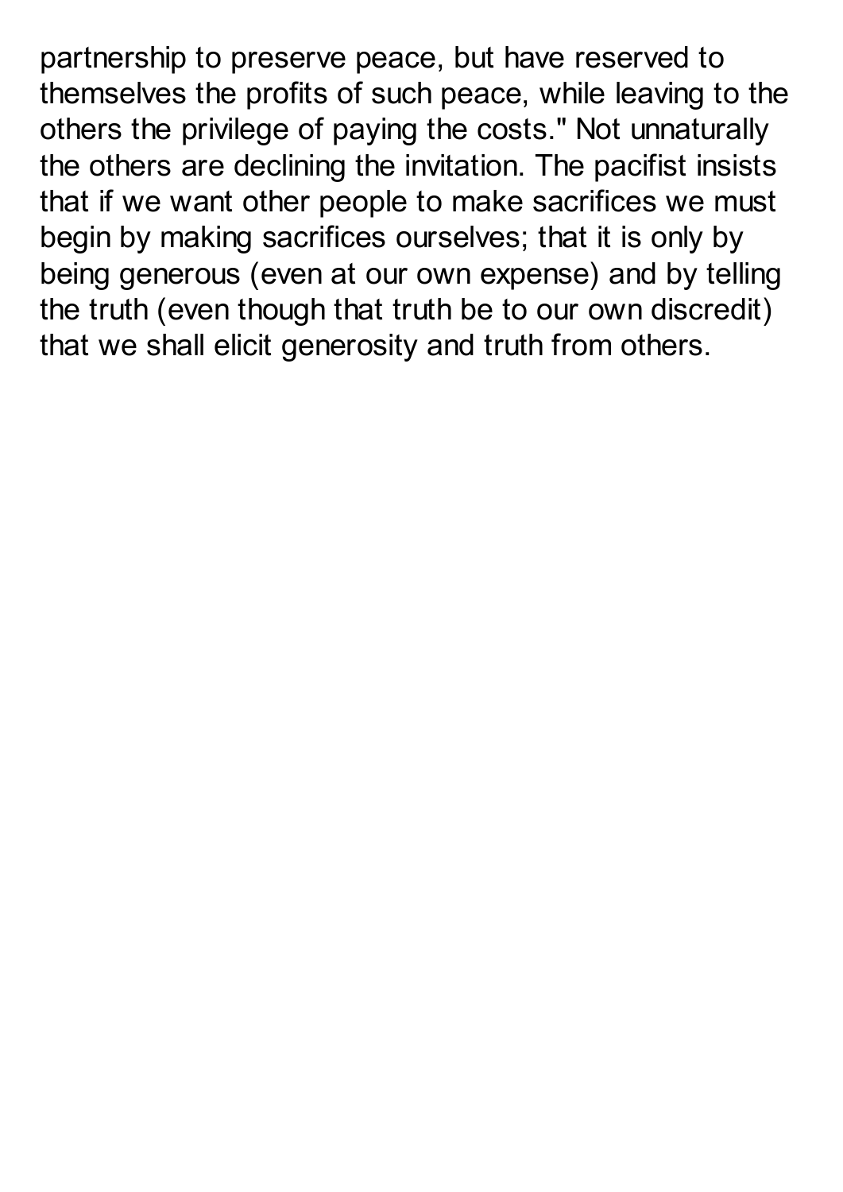partnership to preserve peace, but have reserved to themselves the profits of such peace, while leaving to the others the privilege of paying the costs." Not unnaturally the others are declining the invitation. The pacifist insists that if we want other people to make sacrifices we must begin by making sacrifices ourselves; that it is only by being generous (even at our own expense) and by telling the truth (even though that truth be to our own discredit) that we shall elicit generosity and truth from others.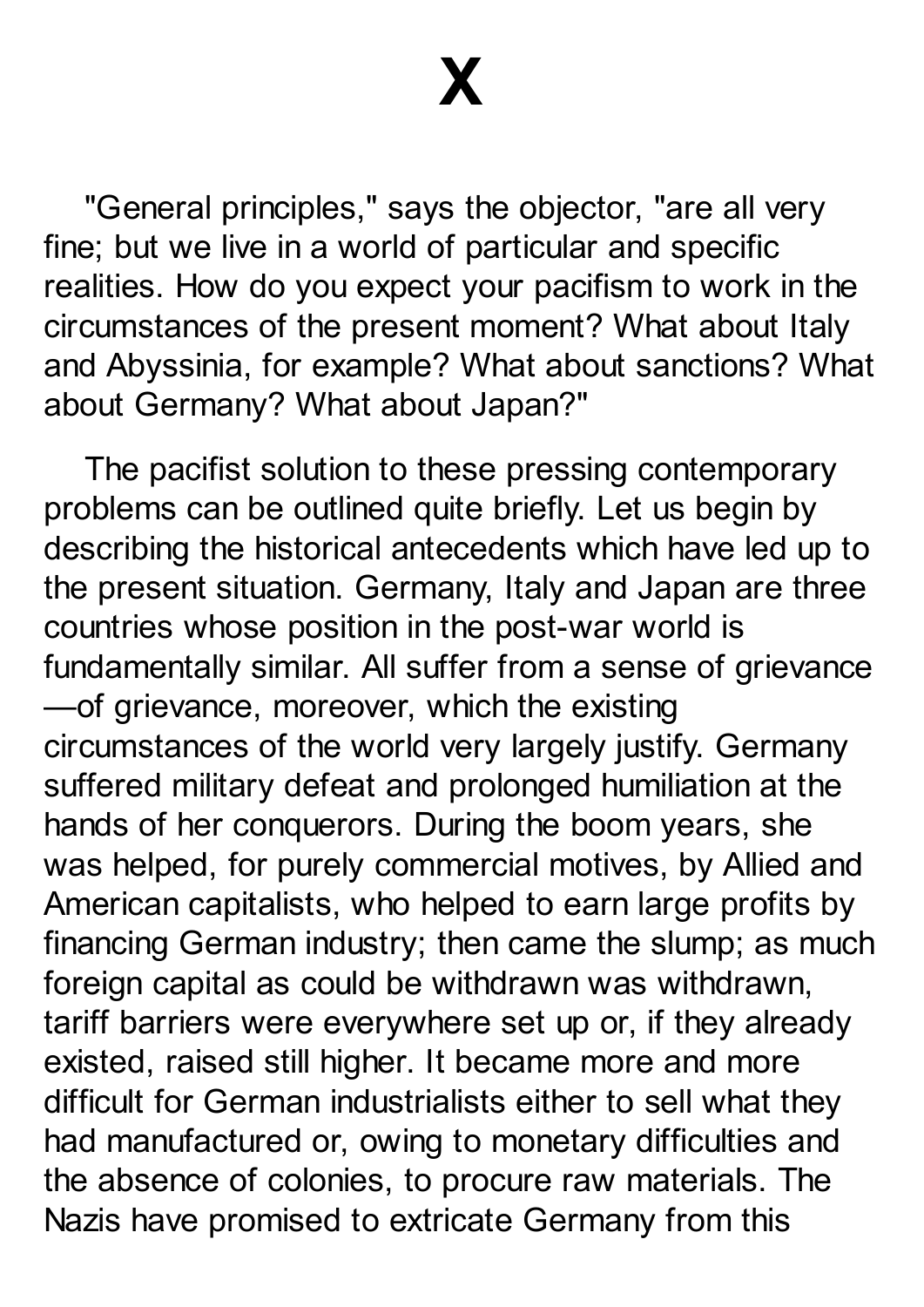# X

"General principles," says the objector, "are all very fine; but we live in a world of particular and specific realities. How do you expect your pacifism to work in the circumstances of the present moment? What about Italy and Abyssinia, for example? What about sanctions? What about Germany? What about Japan?"

The pacifist solution to these pressing contemporary problems can be outlined quite briefly. Let us begin by describing the historical antecedents which have led up to the present situation. Germany, Italy and Japan are three countries whose position in the post-war world is fundamentally similar. All suffer from a sense of grievance—of grievance, moreover, which the existing circumstances of the world very largely justify. Germany suffered military defeat and prolonged humiliation at the hands of her conquerors. During the boom years, she was helped, for purely commercial motives, by Allied and American capitalists, who helped to earn large profits by financing German industry; then came the slump; as much foreign capital as could be withdrawn was withdrawn, tariff barriers were everywhere set up or, if they already existed, raised still higher. It became more and more difficult for German industrialists either to sell what they had manufactured or, owing to monetary difficulties and the absence of colonies, to procure raw materials. The Nazis have promised to extricate Germany from this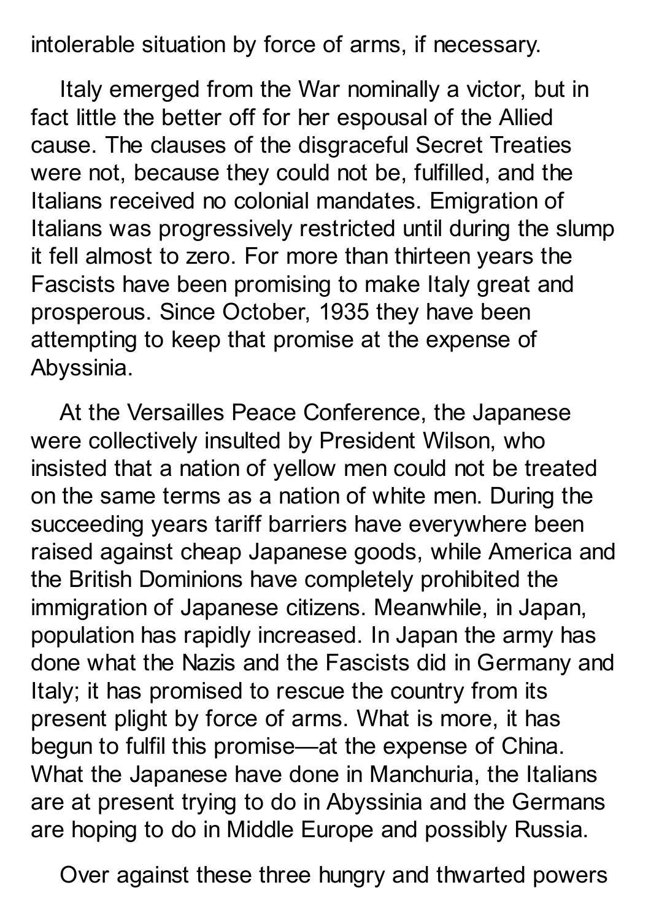intolerable situation by force of arms, if necessary.

Italy emerged from the War nominally a victor, but in fact little the better off for her espousal of the Allied cause. The clauses of the disgraceful Secret Treaties were not, because they could not be, fulfilled, and the Italians received no colonial mandates. Emigration of Italians was progressively restricted until during the slump it fell almost to zero. For more than thirteen years the Fascists have been promising to make Italy great and prosperous. Since October, 1935 they have been attempting to keep that promise at the expense of Abyssinia.

At the Versailles Peace Conference, the Japanese were collectively insulted by President Wilson, who insisted that a nation of yellow men could not be treated on the same terms as a nation of white men. During the succeeding years tariff barriers have everywhere been raised against cheap Japanese goods, while America and the British Dominions have completely prohibited the immigration of Japanese citizens. Meanwhile, in Japan, population has rapidly increased. In Japan the army has done what the Nazis and the Fascists did in Germany and Italy; it has promised to rescue the country from its present plight by force of arms. What is more, it has begun to fulfil this promise—at the expense of China. What the Japanese have done in Manchuria, the Italians are at present trying to do in Abyssinia and the Germans are hoping to do in Middle Europe and possibly Russia.

Over against these three hungry and thwarted powers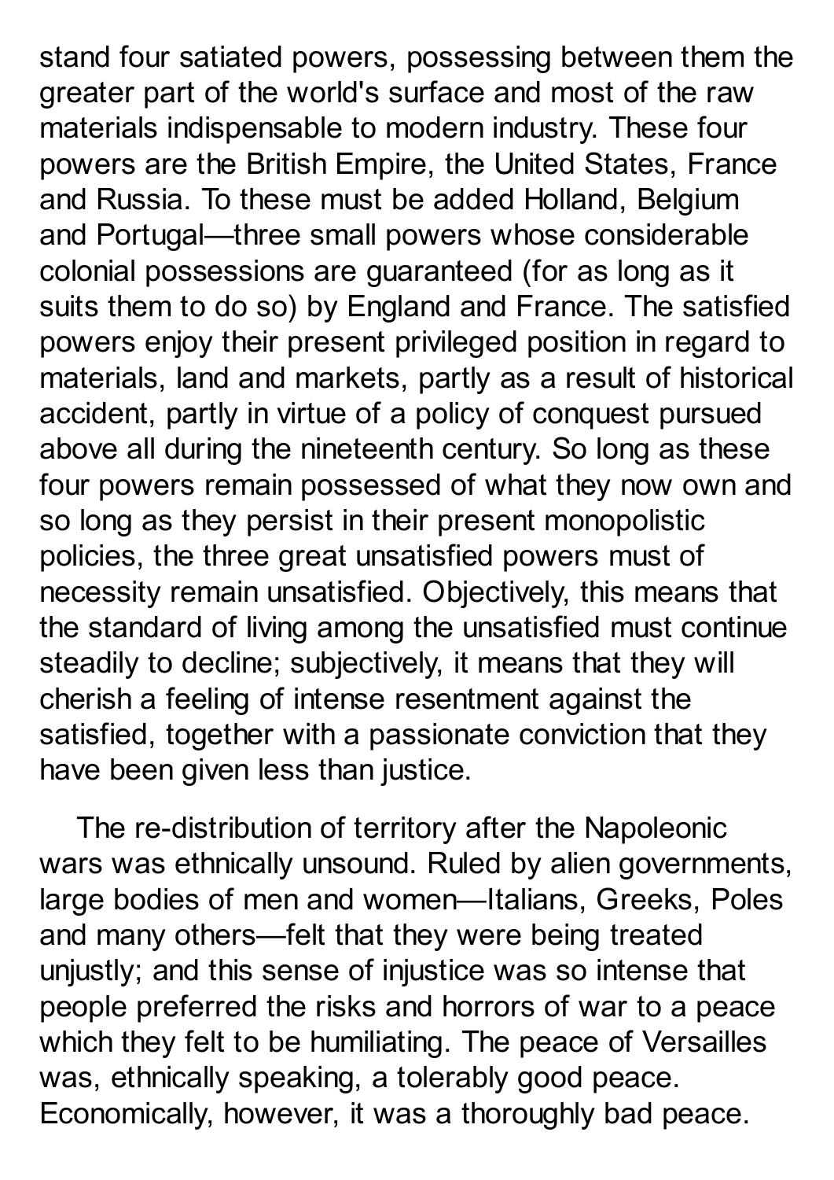stand four satiated powers, possessing between them the greater part of the world's surface and most of the raw materials indispensable to modern industry. These four powers are the British Empire, the United States, France and Russia. To these must be added Holland, Belgium and Portugal—three small powers whose considerable colonial possessions are guaranteed (for as long as it suits them to do so) by England and France. The satisfied powers enjoy their present privileged position in regard to materials, land and markets, partly as a result of historical accident, partly in virtue of a policy of conquest pursued above all during the nineteenth century. So long as these four powers remain possessed of what they now own and so long as they persist in their present monopolistic policies, the three great unsatisfied powers must of necessity remain unsatisfied. Objectively, this means that the standard of living among the unsatisfied must continue steadily to decline; subjectively, it means that they will cherish a feeling of intense resentment against the satisfied, together with a passionate conviction that they have been given less than justice.

The re-distribution of territory after the Napoleonic wars was ethnically unsound. Ruled by alien governments, large bodies of men and women—Italians, Greeks, Poles and many others—felt that they were being treated unjustly; and this sense of injustice was so intense that people preferred the risks and horrors of war to a peace which they felt to be humiliating. The peace of Versailles was, ethnically speaking, a tolerably good peace. Economically, however, it was a thoroughly bad peace.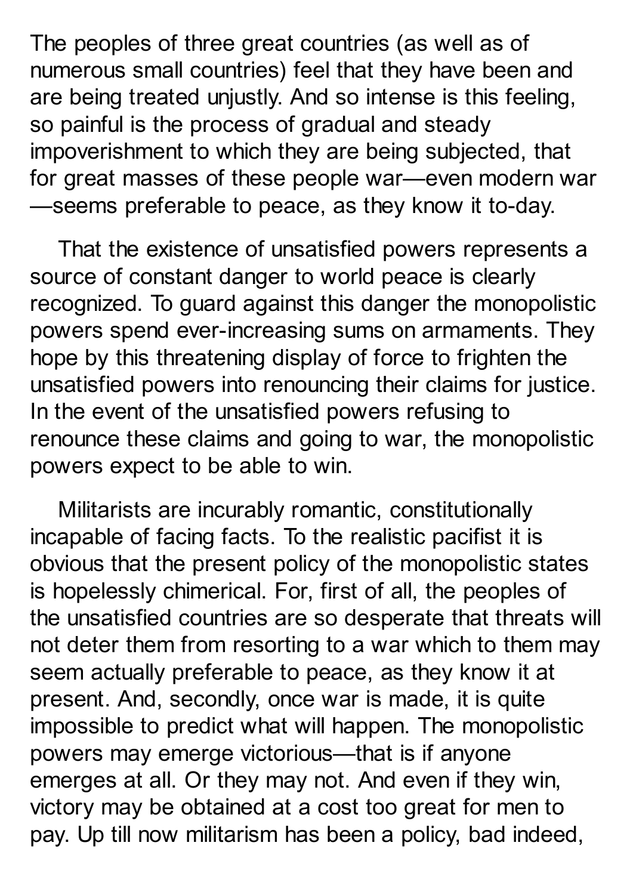The peoples of three great countries (as well as of numerous small countries) feel that they have been and are being treated unjustly. And so intense is this feeling, so painful is the process of gradual and steady impoverishment to which they are being subjected, that for great masses of these people war—even modern war—seems preferable to peace, as they know it to-day.

That the existence of unsatisfied powers represents a source of constant danger to world peace is clearly recognized. To guard against this danger the monopolistic powers spend ever-increasing sums on armaments. They hope by this threatening display of force to frighten the unsatisfied powers into renouncing their claims for justice. In the event of the unsatisfied powers refusing to renounce these claims and going to war, the monopolistic powers expect to be able to win.

Militarists are incurably romantic, constitutionally incapable of facing facts. To the realistic pacifist it is obvious that the present policy of the monopolistic states is hopelessly chimerical. For, first of all, the peoples of the unsatisfied countries are so desperate that threats will not deter them from resorting to a war which to them may seem actually preferable to peace, as they know it at present. And, secondly, once war is made, it is quite impossible to predict what will happen. The monopolistic powers may emerge victorious—that is if anyone emerges at all. Or they may not. And even if they win, victory may be obtained at a cost too great for men to pay. Up till now militarism has been a policy, bad indeed,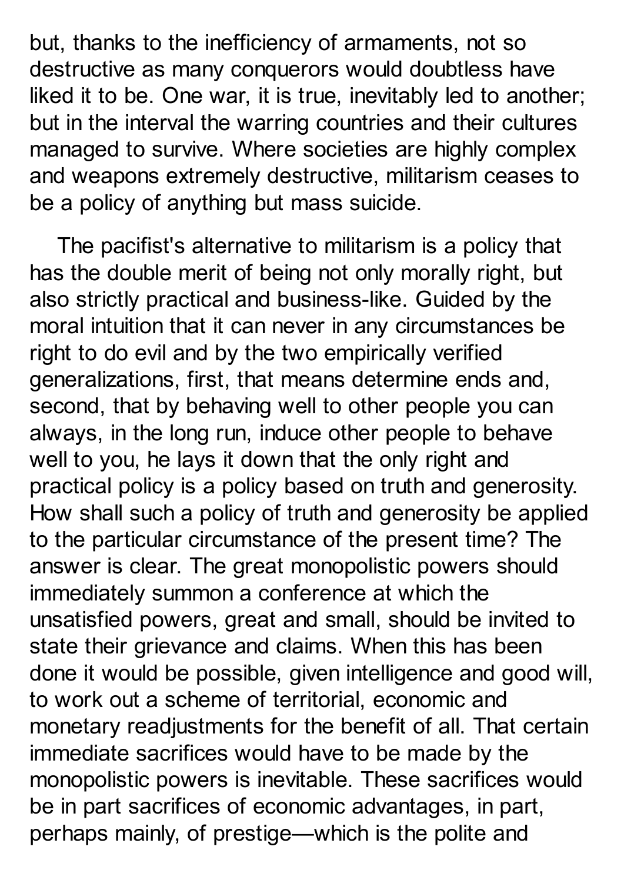but, thanks to the inefficiency of armaments, not so destructive as many conquerors would doubtless have liked it to be. One war, it is true, inevitably led to another; but in the interval the warring countries and their cultures managed to survive. Where societies are highly complex and weapons extremely destructive, militarism ceases to be a policy of anything but mass suicide.

The pacifist's alternative to militarism is a policy that has the double merit of being not only morally right, but also strictly practical and business-like. Guided by the moral intuition that it can never in any circumstances be right to do evil and by the two empirically verified generalizations, first, that means determine ends and, second, that by behaving well to other people you can always, in the long run, induce other people to behave well to you, he lays it down that the only right and practical policy is a policy based on truth and generosity. How shall such a policy of truth and generosity be applied to the particular circumstance of the present time? The answer is clear. The great monopolistic powers should immediately summon a conference at which the unsatisfied powers, great and small, should be invited to state their grievance and claims. When this has been done it would be possible, given intelligence and good will, to work out a scheme of territorial, economic and monetary readjustments for the benefit of all. That certain immediate sacrifices would have to be made by the monopolistic powers is inevitable. These sacrifices would be in part sacrifices of economic advantages, in part, perhaps mainly, of prestige—which is the polite and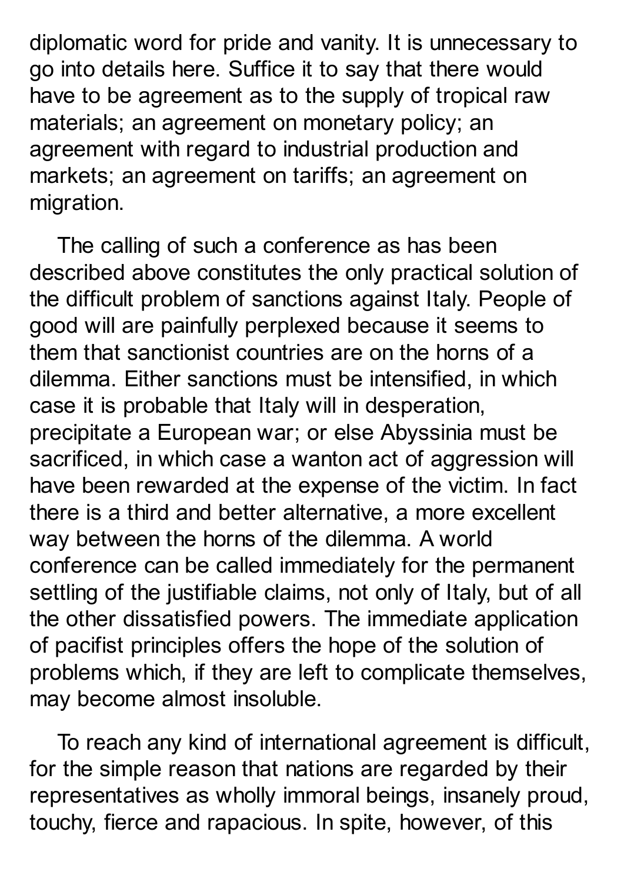diplomatic word for pride and vanity. It is unnecessary to go into details here. Suffice it to say that there would have to be agreement as to the supply of tropical raw materials; an agreement on monetary policy; an agreement with regard to industrial production and markets; an agreement on tariffs; an agreement on migration.

The calling of such a conference as has been described above constitutes the only practical solution of the difficult problem of sanctions against Italy. People of good will are painfully perplexed because it seems to them that sanctionist countries are on the horns of a dilemma. Either sanctions must be intensified, in which case it is probable that Italy will in desperation, precipitate a European war; or else Abyssinia must be sacrificed, in which case a wanton act of aggression will have been rewarded at the expense of the victim. In fact there is a third and better alternative, a more excellent way between the horns of the dilemma. A world conference can be called immediately for the permanent settling of the justifiable claims, not only of Italy, but of all the other dissatisfied powers. The immediate application of pacifist principles offers the hope of the solution of problems which, if they are left to complicate themselves, may become almost insoluble.

To reach any kind of international agreement is difficult, for the simple reason that nations are regarded by their representatives as wholly immoral beings, insanely proud, touchy, fierce and rapacious. In spite, however, of this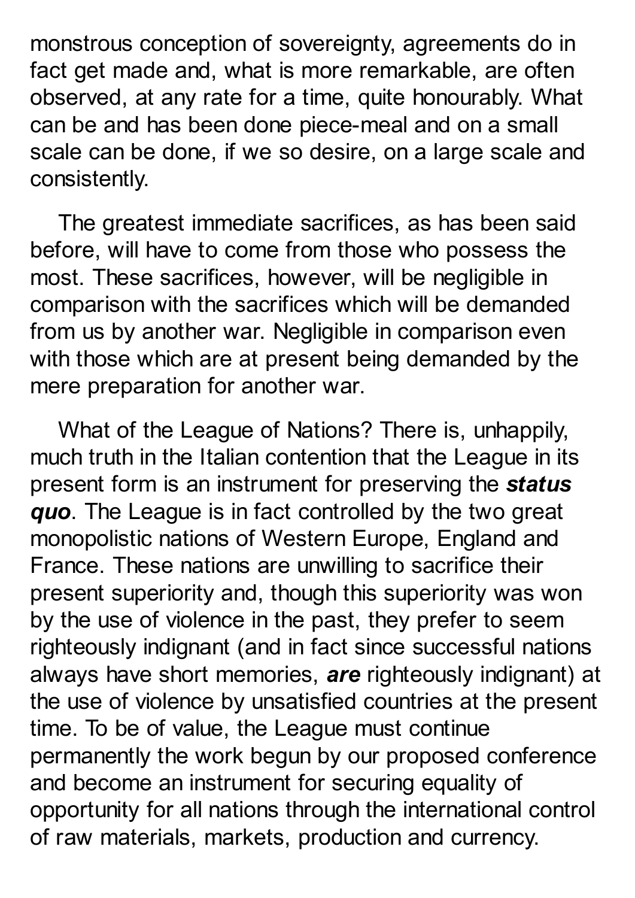monstrous conception of sovereignty, agreements do in fact get made and, what is more remarkable, are often observed, at any rate for a time, quite honourably. What can be and has been done piece-meal and on a small scale can be done, if we so desire, on a large scale and consistently.

The greatest immediate sacrifices, as has been said before, will have to come from those who possess the most. These sacrifices, however, will be negligible in comparison with the sacrifices which will be demanded from us by another war. Negligible in comparison even with those which are at present being demanded by the mere preparation for another war.

What of the League of Nations? There is, unhappily, much truth in the Italian contention that the League in its present form is an instrument for preserving the ***status quo***. The League is in fact controlled by the two great monopolistic nations of Western Europe, England and France. These nations are unwilling to sacrifice their present superiority and, though this superiority was won by the use of violence in the past, they prefer to seem righteously indignant (and in fact since successful nations always have short memories, ***are*** righteously indignant) at the use of violence by unsatisfied countries at the present time. To be of value, the League must continue permanently the work begun by our proposed conference and become an instrument for securing equality of opportunity for all nations through the international control of raw materials, markets, production and currency.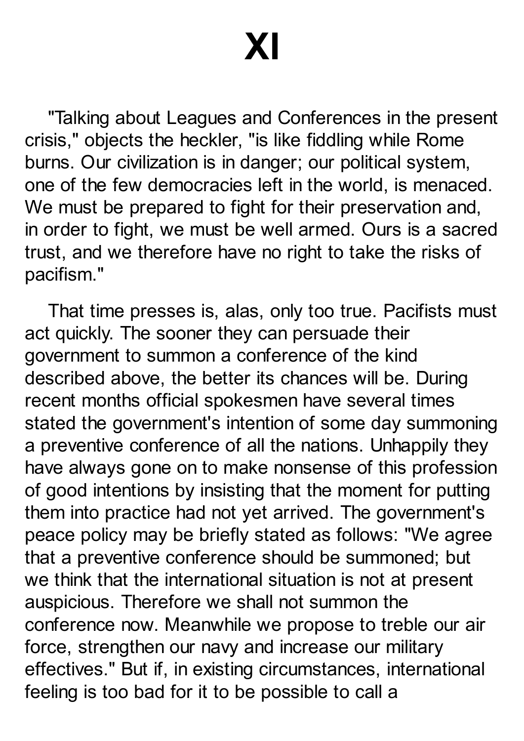# XI

"Talking about Leagues and Conferences in the present crisis," objects the heckler, "is like fiddling while Rome burns. Our civilization is in danger; our political system, one of the few democracies left in the world, is menaced. We must be prepared to fight for their preservation and, in order to fight, we must be well armed. Ours is a sacred trust, and we therefore have no right to take the risks of pacifism."

That time presses is, alas, only too true. Pacifists must act quickly. The sooner they can persuade their government to summon a conference of the kind described above, the better its chances will be. During recent months official spokesmen have several times stated the government's intention of some day summoning a preventive conference of all the nations. Unhappily they have always gone on to make nonsense of this profession of good intentions by insisting that the moment for putting them into practice had not yet arrived. The government's peace policy may be briefly stated as follows: "We agree that a preventive conference should be summoned; but we think that the international situation is not at present auspicious. Therefore we shall not summon the conference now. Meanwhile we propose to treble our air force, strengthen our navy and increase our military effectives." But if, in existing circumstances, international feeling is too bad for it to be possible to call a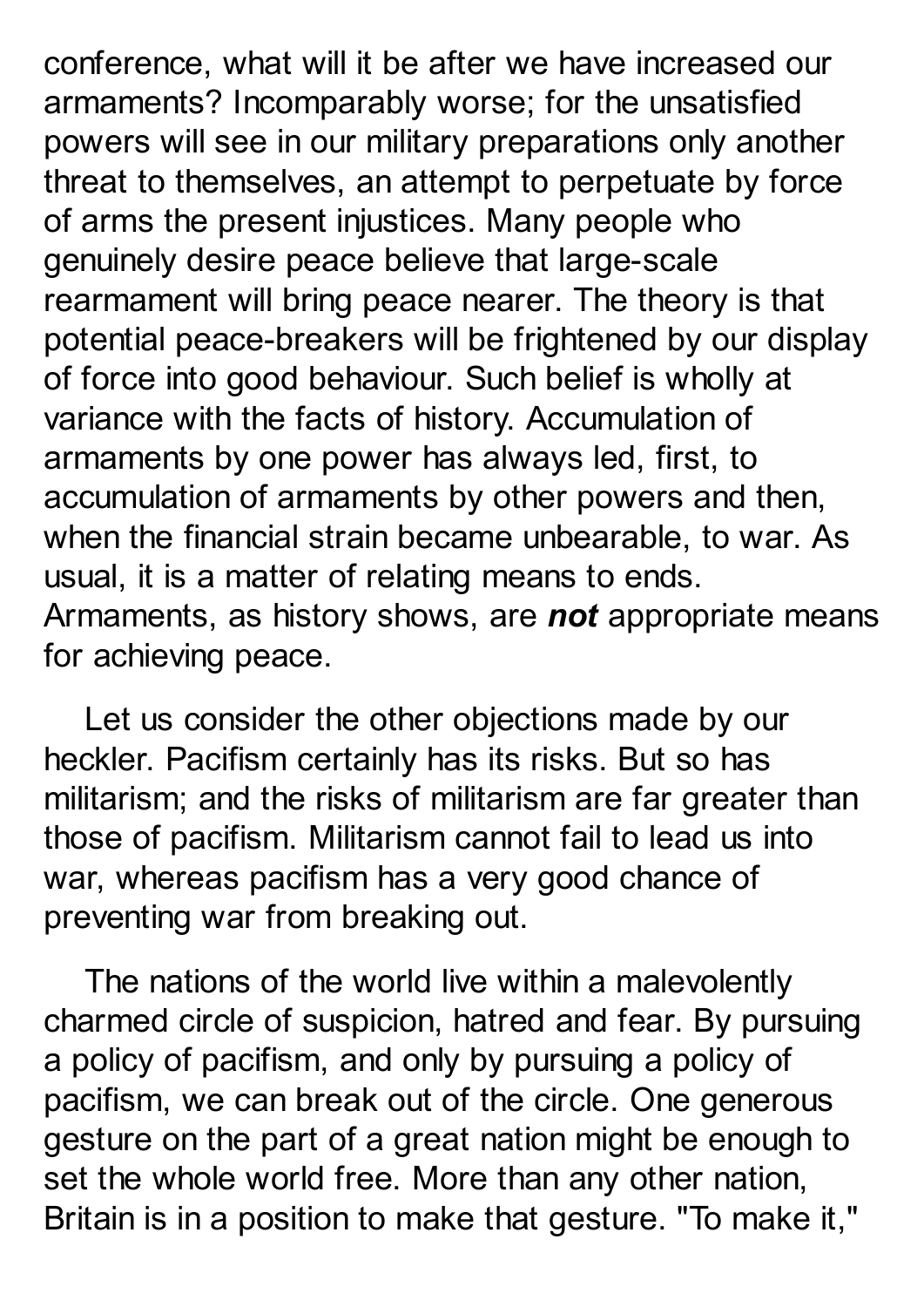conference, what will it be after we have increased our armaments? Incomparably worse; for the unsatisfied powers will see in our military preparations only another threat to themselves, an attempt to perpetuate by force of arms the present injustices. Many people who genuinely desire peace believe that large-scale rearmament will bring peace nearer. The theory is that potential peace-breakers will be frightened by our display of force into good behaviour. Such belief is wholly at variance with the facts of history. Accumulation of armaments by one power has always led, first, to accumulation of armaments by other powers and then, when the financial strain became unbearable, to war. As usual, it is a matter of relating means to ends. Armaments, as history shows, are ***not*** appropriate means for achieving peace.

Let us consider the other objections made by our heckler. Pacifism certainly has its risks. But so has militarism; and the risks of militarism are far greater than those of pacifism. Militarism cannot fail to lead us into war, whereas pacifism has a very good chance of preventing war from breaking out.

The nations of the world live within a malevolently charmed circle of suspicion, hatred and fear. By pursuing a policy of pacifism, and only by pursuing a policy of pacifism, we can break out of the circle. One generous gesture on the part of a great nation might be enough to set the whole world free. More than any other nation, Britain is in a position to make that gesture. "To make it,"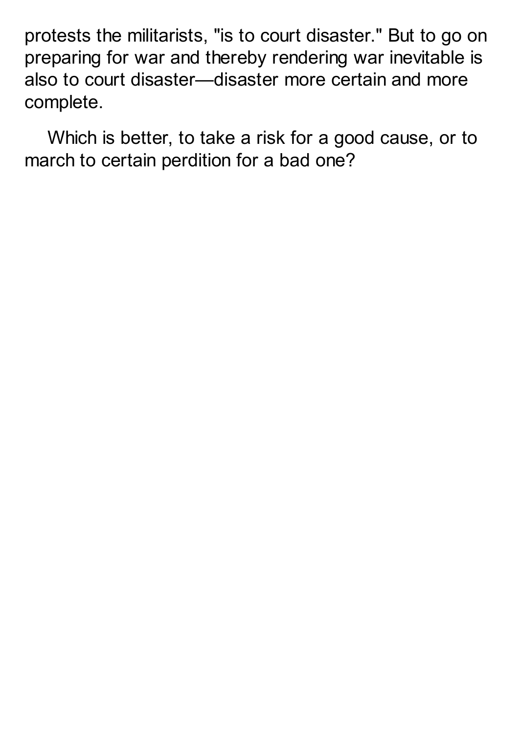protests the militarists, "is to court disaster." But to go on preparing for war and thereby rendering war inevitable is also to court disaster—disaster more certain and more complete.

Which is better, to take a risk for a good cause, or to march to certain perdition for a bad one?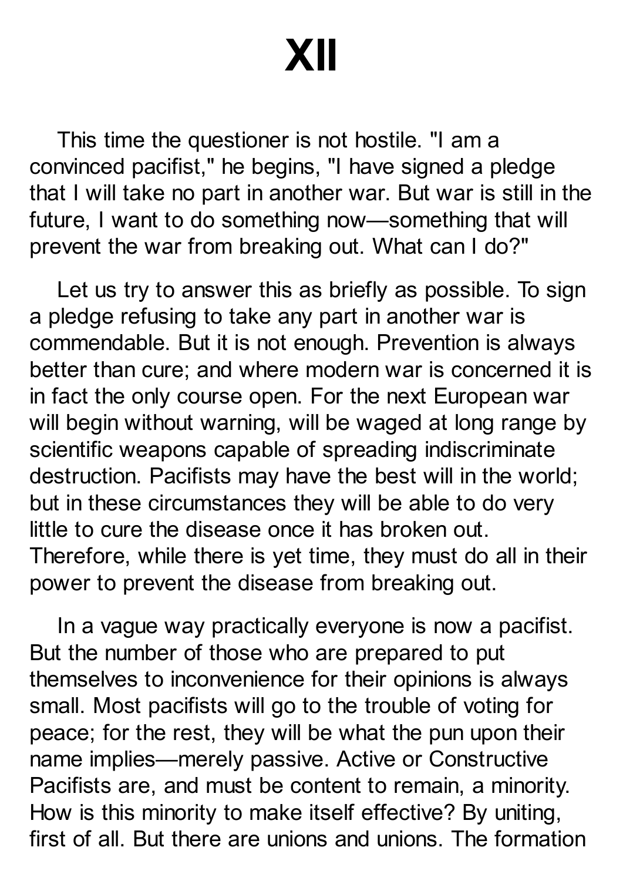# XII

This time the questioner is not hostile. "I am a convinced pacifist," he begins, "I have signed a pledge that I will take no part in another war. But war is still in the future, I want to do something now—something that will prevent the war from breaking out. What can I do?"

Let us try to answer this as briefly as possible. To sign a pledge refusing to take any part in another war is commendable. But it is not enough. Prevention is always better than cure; and where modern war is concerned it is in fact the only course open. For the next European war will begin without warning, will be waged at long range by scientific weapons capable of spreading indiscriminate destruction. Pacifists may have the best will in the world; but in these circumstances they will be able to do very little to cure the disease once it has broken out. Therefore, while there is yet time, they must do all in their power to prevent the disease from breaking out.

In a vague way practically everyone is now a pacifist. But the number of those who are prepared to put themselves to inconvenience for their opinions is always small. Most pacifists will go to the trouble of voting for peace; for the rest, they will be what the pun upon their name implies—merely passive. Active or Constructive Pacifists are, and must be content to remain, a minority. How is this minority to make itself effective? By uniting, first of all. But there are unions and unions. The formation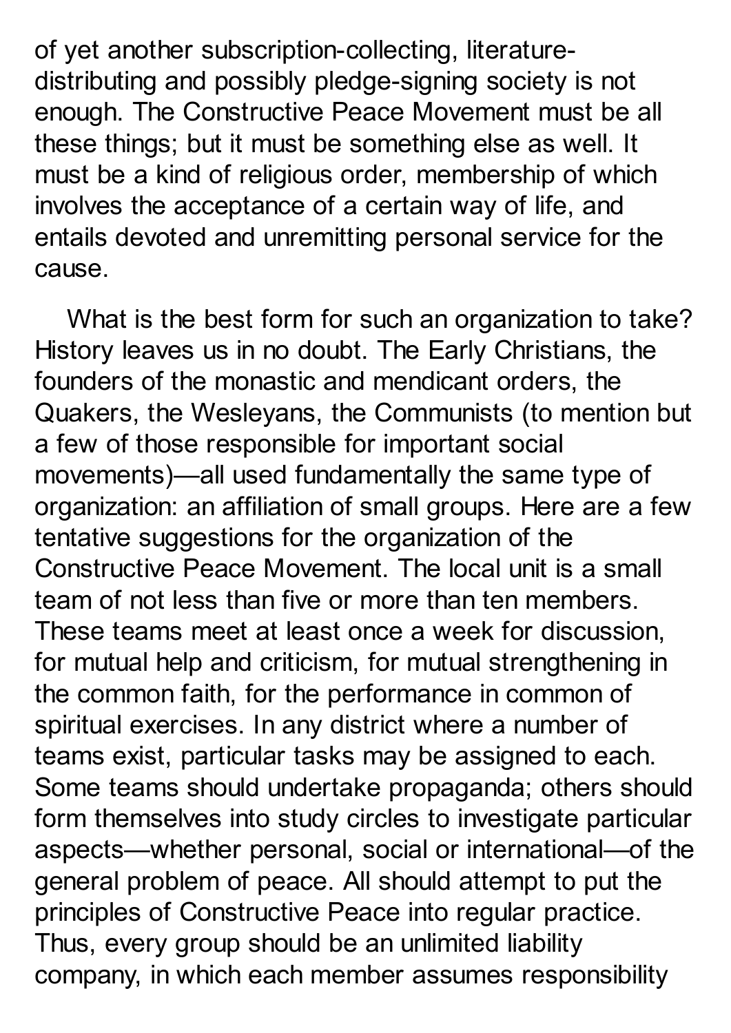of yet another subscription-collecting, literature-distributing and possibly pledge-signing society is not enough. The Constructive Peace Movement must be all these things; but it must be something else as well. It must be a kind of religious order, membership of which involves the acceptance of a certain way of life, and entails devoted and unremitting personal service for the cause.

What is the best form for such an organization to take? History leaves us in no doubt. The Early Christians, the founders of the monastic and mendicant orders, the Quakers, the Wesleyans, the Communists (to mention but a few of those responsible for important social movements)—all used fundamentally the same type of organization: an affiliation of small groups. Here are a few tentative suggestions for the organization of the Constructive Peace Movement. The local unit is a small team of not less than five or more than ten members. These teams meet at least once a week for discussion, for mutual help and criticism, for mutual strengthening in the common faith, for the performance in common of spiritual exercises. In any district where a number of teams exist, particular tasks may be assigned to each. Some teams should undertake propaganda; others should form themselves into study circles to investigate particular aspects—whether personal, social or international—of the general problem of peace. All should attempt to put the principles of Constructive Peace into regular practice. Thus, every group should be an unlimited liability company, in which each member assumes responsibility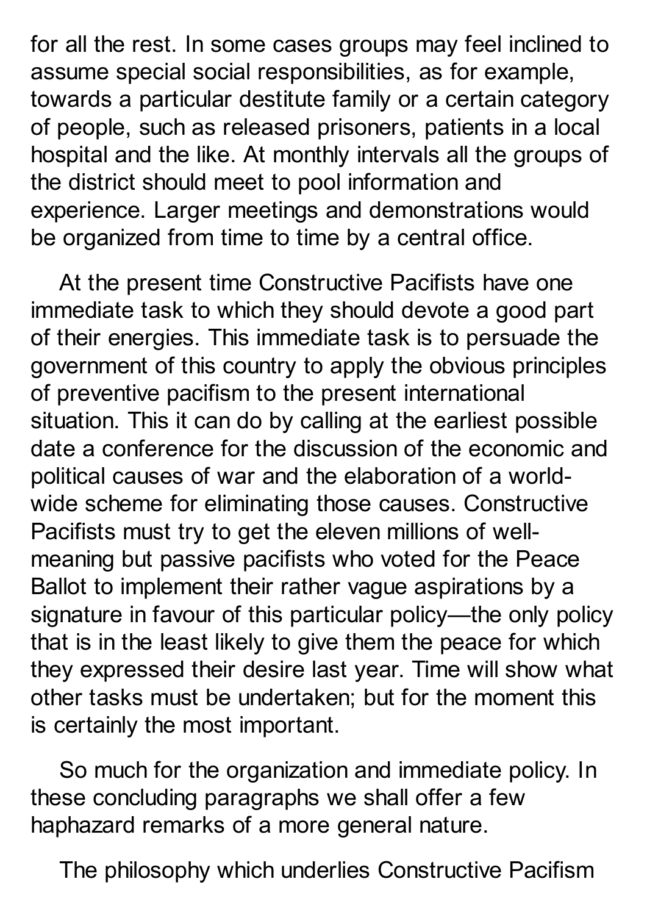for all the rest. In some cases groups may feel inclined to assume special social responsibilities, as for example, towards a particular destitute family or a certain category of people, such as released prisoners, patients in a local hospital and the like. At monthly intervals all the groups of the district should meet to pool information and experience. Larger meetings and demonstrations would be organized from time to time by a central office.

At the present time Constructive Pacifists have one immediate task to which they should devote a good part of their energies. This immediate task is to persuade the government of this country to apply the obvious principles of preventive pacifism to the present international situation. This it can do by calling at the earliest possible date a conference for the discussion of the economic and political causes of war and the elaboration of a world-wide scheme for eliminating those causes. Constructive Pacifists must try to get the eleven millions of well-meaning but passive pacifists who voted for the Peace Ballot to implement their rather vague aspirations by a signature in favour of this particular policy—the only policy that is in the least likely to give them the peace for which they expressed their desire last year. Time will show what other tasks must be undertaken; but for the moment this is certainly the most important.

So much for the organization and immediate policy. In these concluding paragraphs we shall offer a few haphazard remarks of a more general nature.

The philosophy which underlies Constructive Pacifism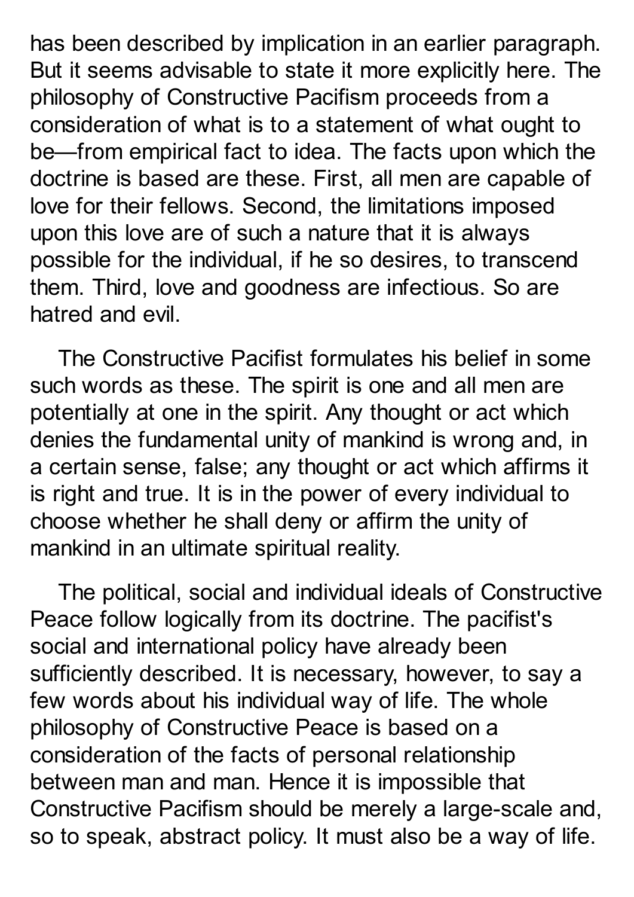has been described by implication in an earlier paragraph. But it seems advisable to state it more explicitly here. The philosophy of Constructive Pacifism proceeds from a consideration of what is to a statement of what ought to be—from empirical fact to idea. The facts upon which the doctrine is based are these. First, all men are capable of love for their fellows. Second, the limitations imposed upon this love are of such a nature that it is always possible for the individual, if he so desires, to transcend them. Third, love and goodness are infectious. So are hatred and evil.

The Constructive Pacifist formulates his belief in some such words as these. The spirit is one and all men are potentially at one in the spirit. Any thought or act which denies the fundamental unity of mankind is wrong and, in a certain sense, false; any thought or act which affirms it is right and true. It is in the power of every individual to choose whether he shall deny or affirm the unity of mankind in an ultimate spiritual reality.

The political, social and individual ideals of Constructive Peace follow logically from its doctrine. The pacifist's social and international policy have already been sufficiently described. It is necessary, however, to say a few words about his individual way of life. The whole philosophy of Constructive Peace is based on a consideration of the facts of personal relationship between man and man. Hence it is impossible that Constructive Pacifism should be merely a large-scale and, so to speak, abstract policy. It must also be a way of life.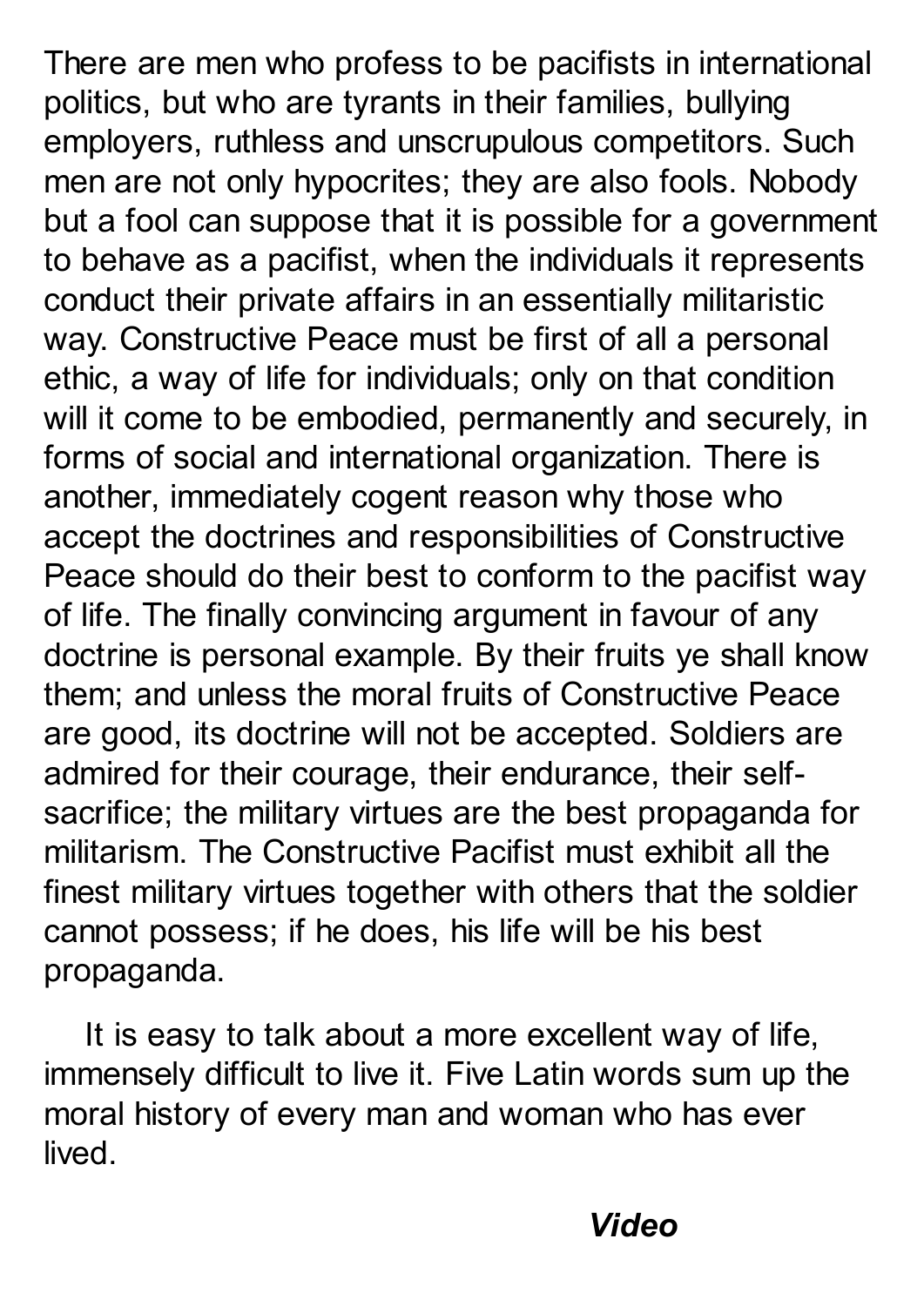There are men who profess to be pacifists in international politics, but who are tyrants in their families, bullying employers, ruthless and unscrupulous competitors. Such men are not only hypocrites; they are also fools. Nobody but a fool can suppose that it is possible for a government to behave as a pacifist, when the individuals it represents conduct their private affairs in an essentially militaristic way. Constructive Peace must be first of all a personal ethic, a way of life for individuals; only on that condition will it come to be embodied, permanently and securely, in forms of social and international organization. There is another, immediately cogent reason why those who accept the doctrines and responsibilities of Constructive Peace should do their best to conform to the pacifist way of life. The finally convincing argument in favour of any doctrine is personal example. By their fruits ye shall know them; and unless the moral fruits of Constructive Peace are good, its doctrine will not be accepted. Soldiers are admired for their courage, their endurance, their self-sacrifice; the military virtues are the best propaganda for militarism. The Constructive Pacifist must exhibit all the finest military virtues together with others that the soldier cannot possess; if he does, his life will be his best propaganda.

It is easy to talk about a more excellent way of life, immensely difficult to live it. Five Latin words sum up the moral history of every man and woman who has ever lived.

***Video***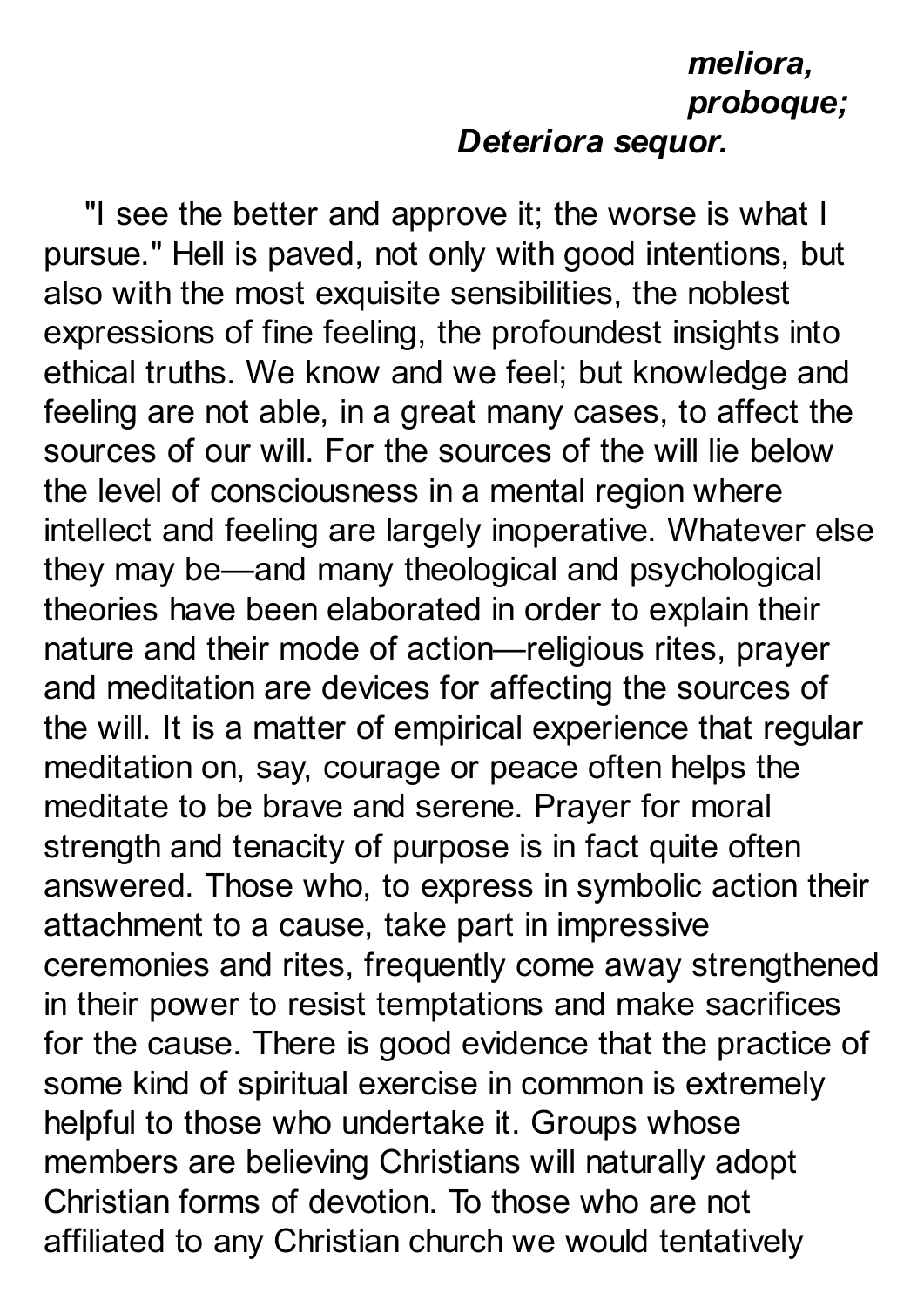*meliora, proboque;*
*Deteriora sequor.*

"I see the better and approve it; the worse is what I pursue." Hell is paved, not only with good intentions, but also with the most exquisite sensibilities, the noblest expressions of fine feeling, the profoundest insights into ethical truths. We know and we feel; but knowledge and feeling are not able, in a great many cases, to affect the sources of our will. For the sources of the will lie below the level of consciousness in a mental region where intellect and feeling are largely inoperative. Whatever else they may be—and many theological and psychological theories have been elaborated in order to explain their nature and their mode of action—religious rites, prayer and meditation are devices for affecting the sources of the will. It is a matter of empirical experience that regular meditation on, say, courage or peace often helps the meditate to be brave and serene. Prayer for moral strength and tenacity of purpose is in fact quite often answered. Those who, to express in symbolic action their attachment to a cause, take part in impressive ceremonies and rites, frequently come away strengthened in their power to resist temptations and make sacrifices for the cause. There is good evidence that the practice of some kind of spiritual exercise in common is extremely helpful to those who undertake it. Groups whose members are believing Christians will naturally adopt Christian forms of devotion. To those who are not affiliated to any Christian church we would tentatively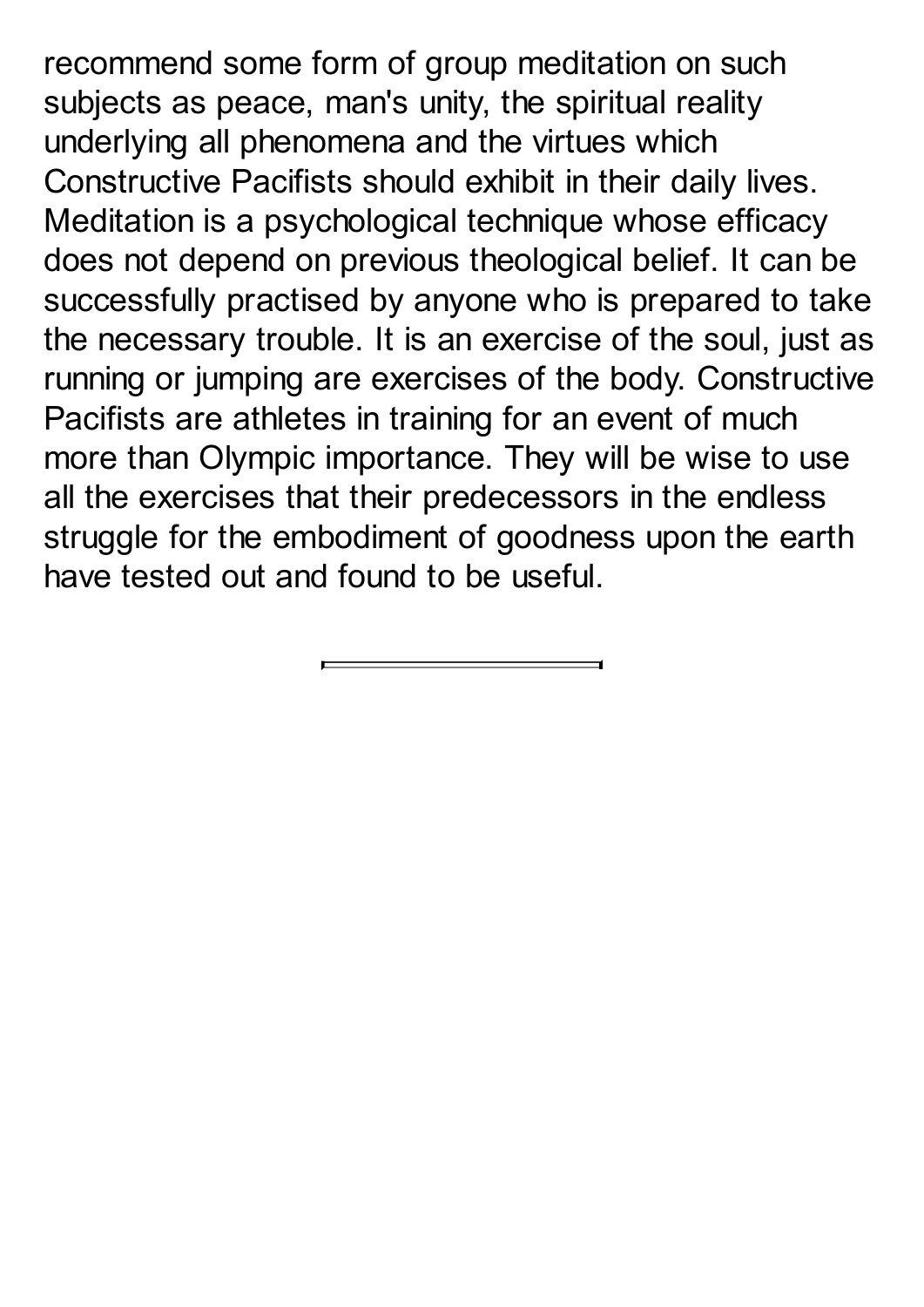recommend some form of group meditation on such subjects as peace, man's unity, the spiritual reality underlying all phenomena and the virtues which Constructive Pacifists should exhibit in their daily lives. Meditation is a psychological technique whose efficacy does not depend on previous theological belief. It can be successfully practised by anyone who is prepared to take the necessary trouble. It is an exercise of the soul, just as running or jumping are exercises of the body. Constructive Pacifists are athletes in training for an event of much more than Olympic importance. They will be wise to use all the exercises that their predecessors in the endless struggle for the embodiment of goodness upon the earth have tested out and found to be useful.

---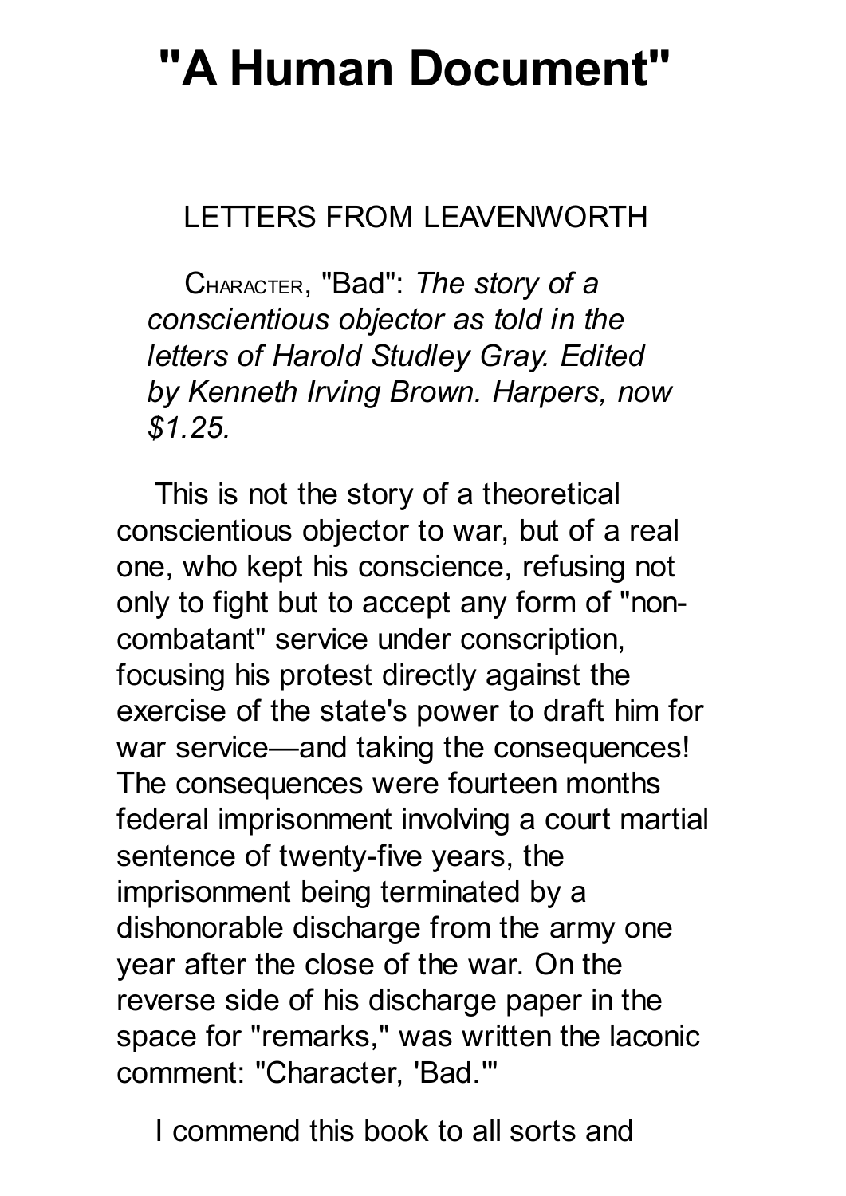# "A Human Document"

LETTERS FROM LEAVENWORTH

CHARACTER, "Bad": *The story of a conscientious objector as told in the letters of Harold Studley Gray. Edited by Kenneth Irving Brown. Harpers, now $1.25.*

This is not the story of a theoretical conscientious objector to war, but of a real one, who kept his conscience, refusing not only to fight but to accept any form of "non-combatant" service under conscription, focusing his protest directly against the exercise of the state's power to draft him for war service—and taking the consequences! The consequences were fourteen months federal imprisonment involving a court martial sentence of twenty-five years, the imprisonment being terminated by a dishonorable discharge from the army one year after the close of the war. On the reverse side of his discharge paper in the space for "remarks," was written the laconic comment: "Character, 'Bad.'"

I commend this book to all sorts and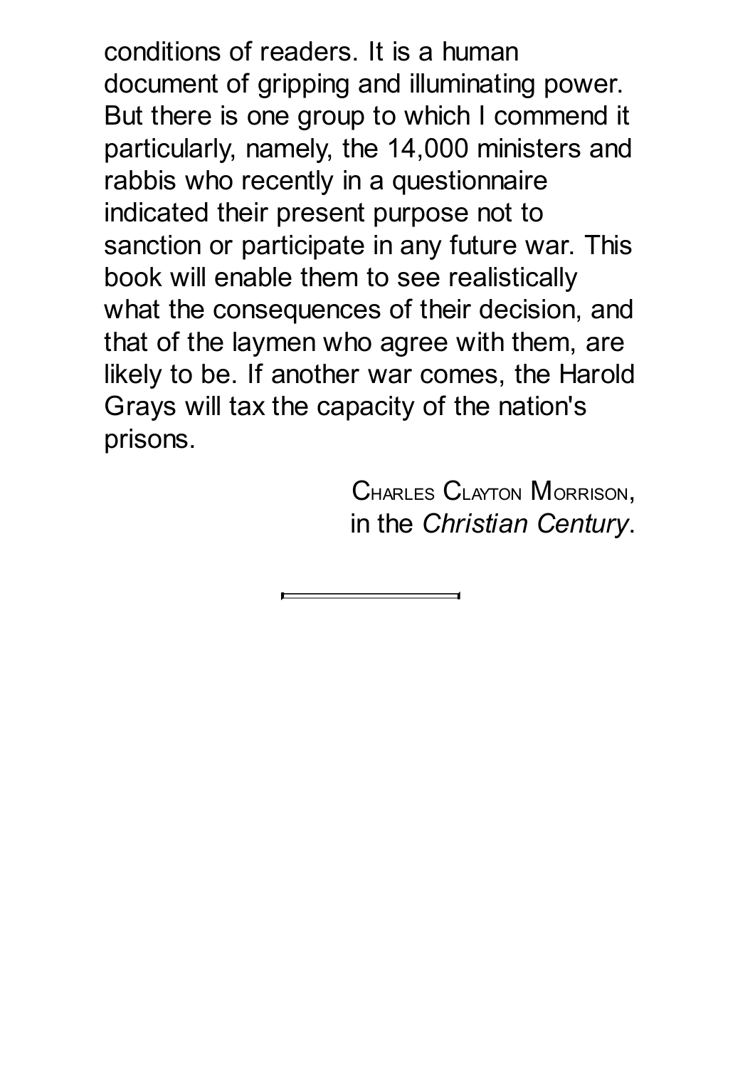conditions of readers. It is a human document of gripping and illuminating power. But there is one group to which I commend it particularly, namely, the 14,000 ministers and rabbis who recently in a questionnaire indicated their present purpose not to sanction or participate in any future war. This book will enable them to see realistically what the consequences of their decision, and that of the laymen who agree with them, are likely to be. If another war comes, the Harold Grays will tax the capacity of the nation's prisons.

<div align="right">

CHARLES CLAYTON MORRISON,  
in the *Christian Century*.

</div>

---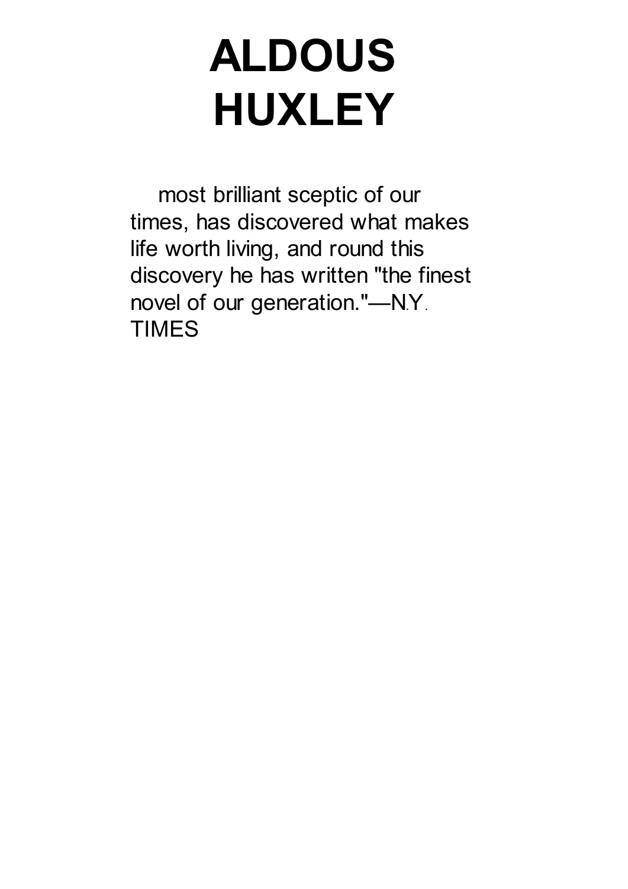# ALDOUS HUXLEY

most brilliant sceptic of our times, has discovered what makes life worth living, and round this discovery he has written "the finest novel of our generation."—N.Y. TIMES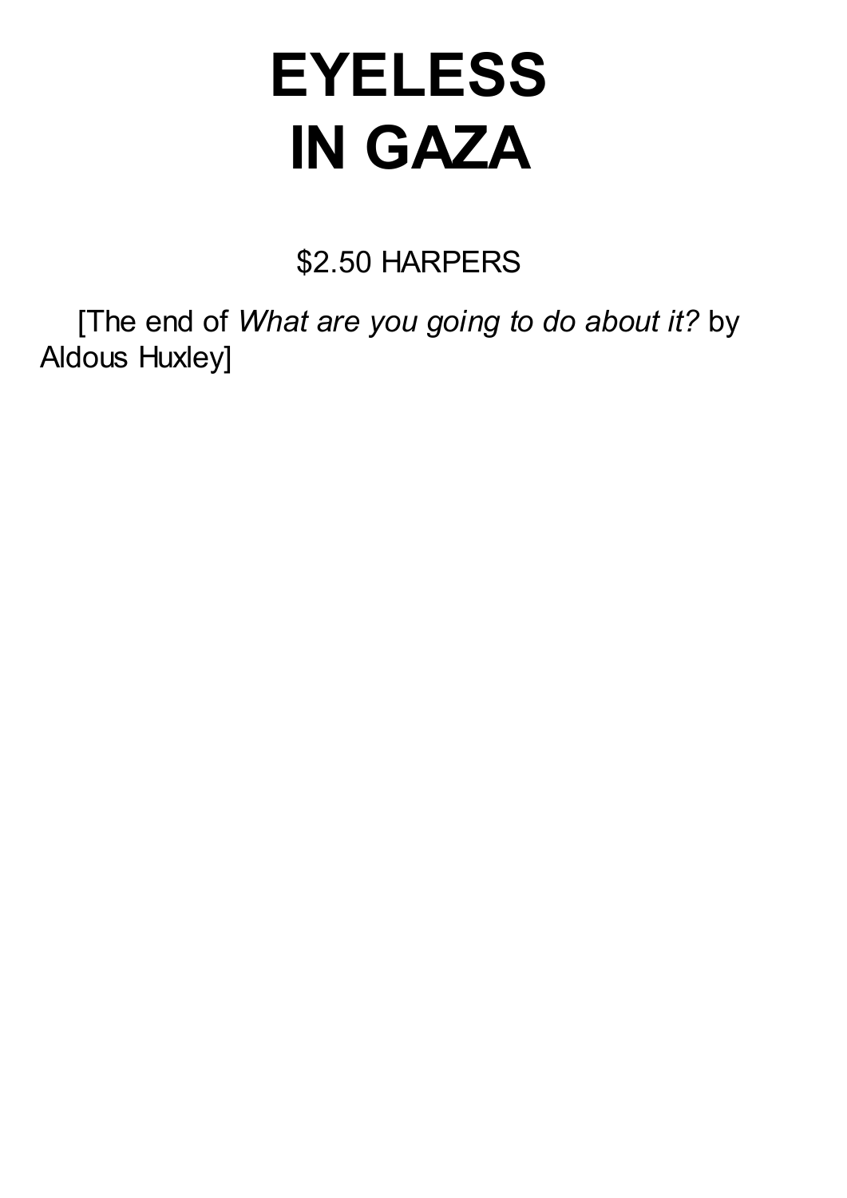# EYELESS IN GAZA

$2.50 HARPERS

[The end of *What are you going to do about it?* by Aldous Huxley]